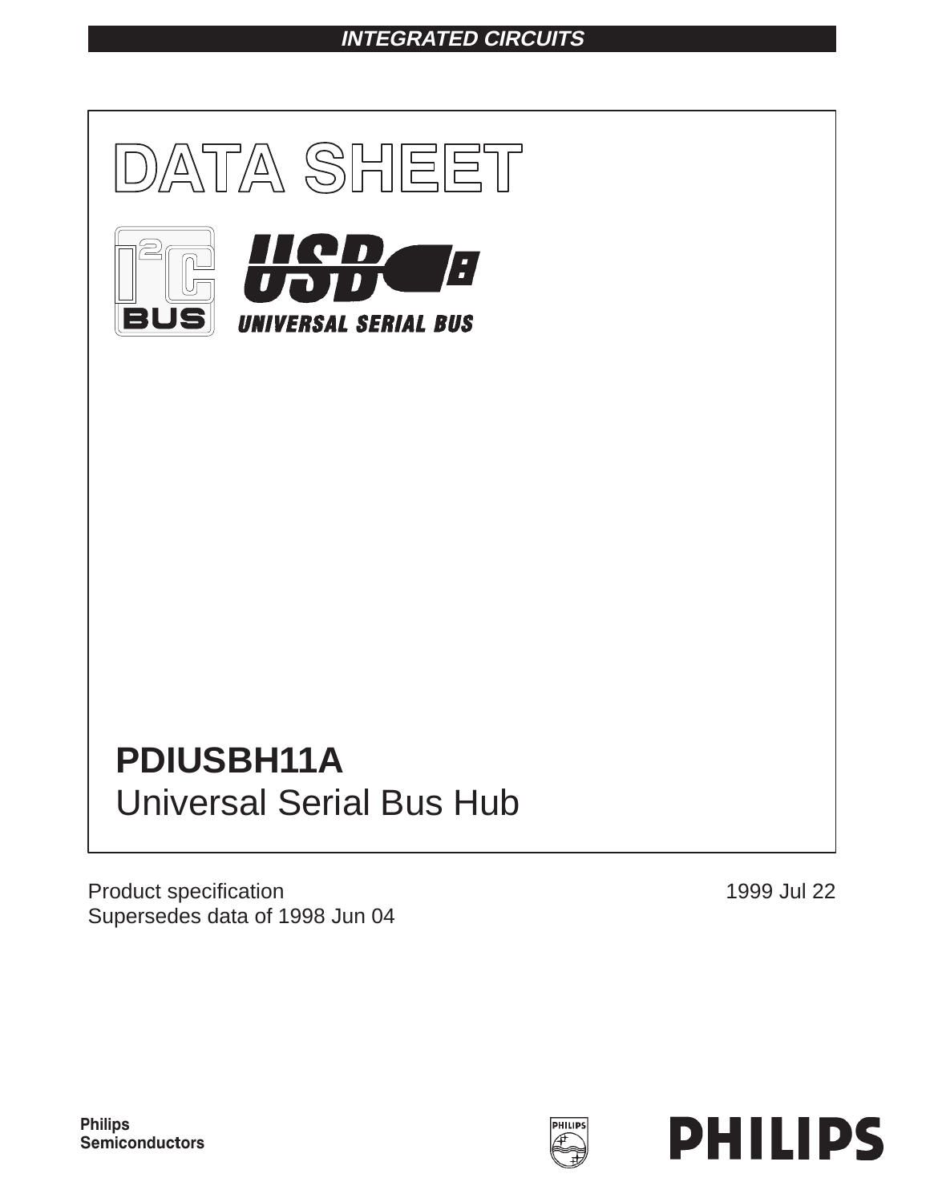INTEGRATED CIRCUITS

# DATA SHEET

UNIVERSAL SERIAL BUS

# PDIUSBH11A

## Universal Serial Bus Hub

Product specification
Supersedes data of 1998 Jun 04

1999 Jul 22

Philips Semiconductors

PHILIPS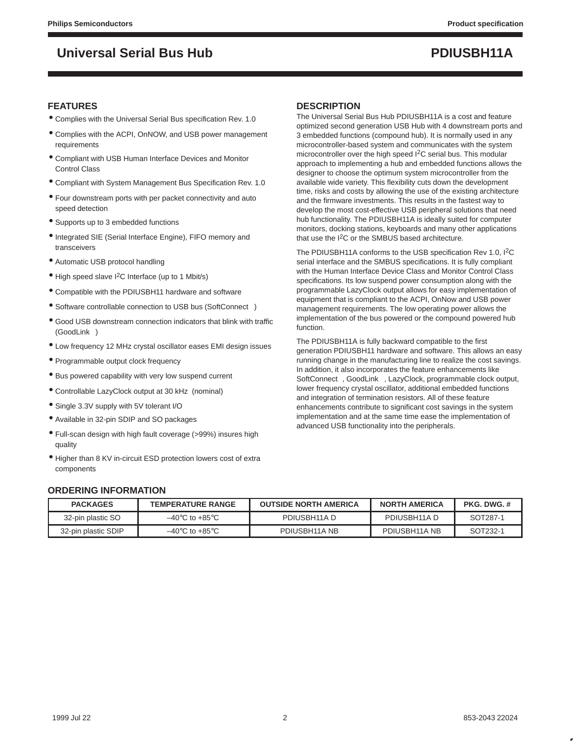# Universal Serial Bus Hub — PDIUSBH11A

## FEATURES

- Complies with the Universal Serial Bus specification Rev. 1.0
- Complies with the ACPI, OnNOW, and USB power management requirements
- Compliant with USB Human Interface Devices and Monitor Control Class
- Compliant with System Management Bus Specification Rev. 1.0
- Four downstream ports with per packet connectivity and auto speed detection
- Supports up to 3 embedded functions
- Integrated SIE (Serial Interface Engine), FIFO memory and transceivers
- Automatic USB protocol handling
- High speed slave I²C Interface (up to 1 Mbit/s)
- Compatible with the PDIUSBH11 hardware and software
- Software controllable connection to USB bus (SoftConnect )
- Good USB downstream connection indicators that blink with traffic (GoodLink )
- Low frequency 12 MHz crystal oscillator eases EMI design issues
- Programmable output clock frequency
- Bus powered capability with very low suspend current
- Controllable LazyClock output at 30 kHz (nominal)
- Single 3.3V supply with 5V tolerant I/O
- Available in 32-pin SDIP and SO packages
- Full-scan design with high fault coverage (>99%) insures high quality
- Higher than 8 KV in-circuit ESD protection lowers cost of extra components

## DESCRIPTION

The Universal Serial Bus Hub PDIUSBH11A is a cost and feature optimized second generation USB Hub with 4 downstream ports and 3 embedded functions (compound hub). It is normally used in any microcontroller-based system and communicates with the system microcontroller over the high speed I²C serial bus. This modular approach to implementing a hub and embedded functions allows the designer to choose the optimum system microcontroller from the available wide variety. This flexibility cuts down the development time, risks and costs by allowing the use of the existing architecture and the firmware investments. This results in the fastest way to develop the most cost-effective USB peripheral solutions that need hub functionality. The PDIUSBH11A is ideally suited for computer monitors, docking stations, keyboards and many other applications that use the I²C or the SMBUS based architecture.

The PDIUSBH11A conforms to the USB specification Rev 1.0, I²C serial interface and the SMBUS specifications. It is fully compliant with the Human Interface Device Class and Monitor Control Class specifications. Its low suspend power consumption along with the programmable LazyClock output allows for easy implementation of equipment that is compliant to the ACPI, OnNow and USB power management requirements. The low operating power allows the implementation of the bus powered or the compound powered hub function.

The PDIUSBH11A is fully backward compatible to the first generation PDIUSBH11 hardware and software. This allows an easy running change in the manufacturing line to realize the cost savings. In addition, it also incorporates the feature enhancements like SoftConnect , GoodLink , LazyClock, programmable clock output, lower frequency crystal oscillator, additional embedded functions and integration of termination resistors. All of these feature enhancements contribute to significant cost savings in the system implementation and at the same time ease the implementation of advanced USB functionality into the peripherals.

## ORDERING INFORMATION

| PACKAGES | TEMPERATURE RANGE | OUTSIDE NORTH AMERICA | NORTH AMERICA | PKG. DWG. # |
|---|---|---|---|---|
| 32-pin plastic SO | –40°C to +85°C | PDIUSBH11A D | PDIUSBH11A D | SOT287-1 |
| 32-pin plastic SDIP | –40°C to +85°C | PDIUSBH11A NB | PDIUSBH11A NB | SOT232-1 |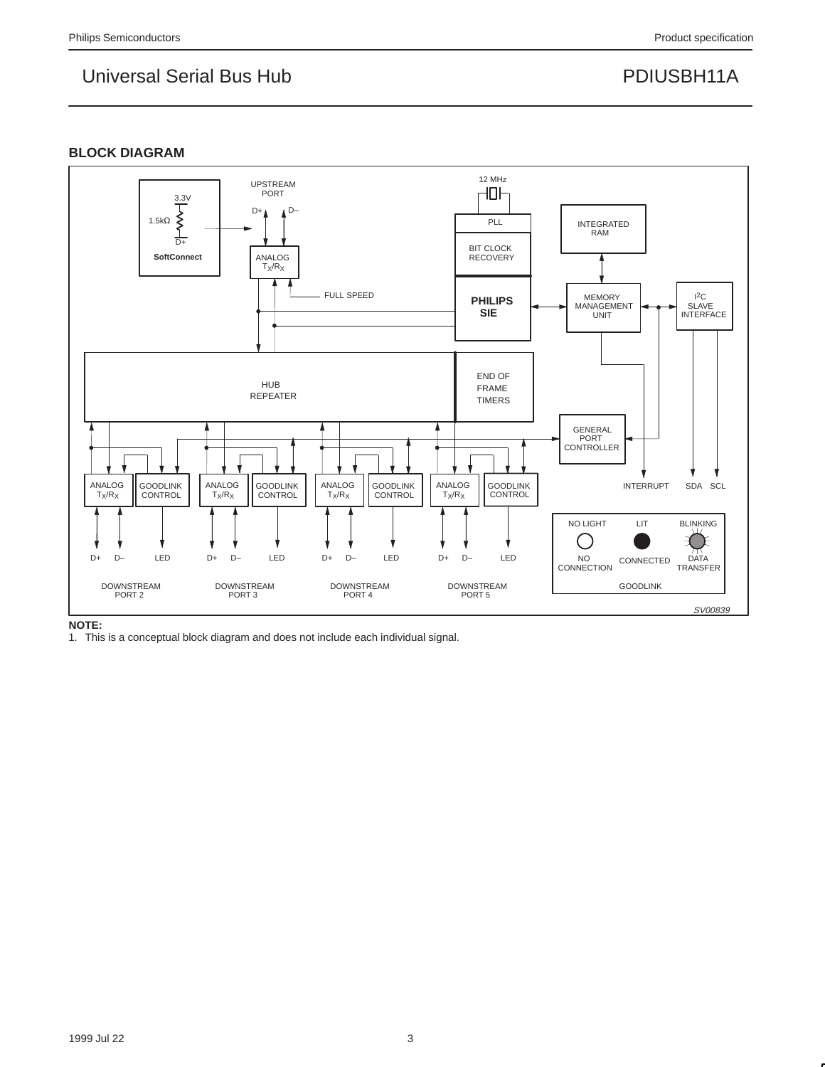## BLOCK DIAGRAM

SoftConnect: 3.3V, 1.5kΩ, D+

UPSTREAM PORT: D+, D–

ANALOG $T_X/R_X$

FULL SPEED

12 MHz

PLL

BIT CLOCK RECOVERY

PHILIPS SIE

INTEGRATED RAM

MEMORY MANAGEMENT UNIT

$I^2C$ SLAVE INTERFACE

HUB REPEATER

END OF FRAME TIMERS

GENERAL PORT CONTROLLER

INTERRUPT SDA SCL

ANALOG $T_X/R_X$ | GOODLINK CONTROL (×4)

D+ D– LED — DOWNSTREAM PORT 2

D+ D– LED — DOWNSTREAM PORT 3

D+ D– LED — DOWNSTREAM PORT 4

D+ D– LED — DOWNSTREAM PORT 5

GOODLINK: NO LIGHT — NO CONNECTION; LIT — CONNECTED; BLINKING — DATA TRANSFER

SV00839

**NOTE:**

1. This is a conceptual block diagram and does not include each individual signal.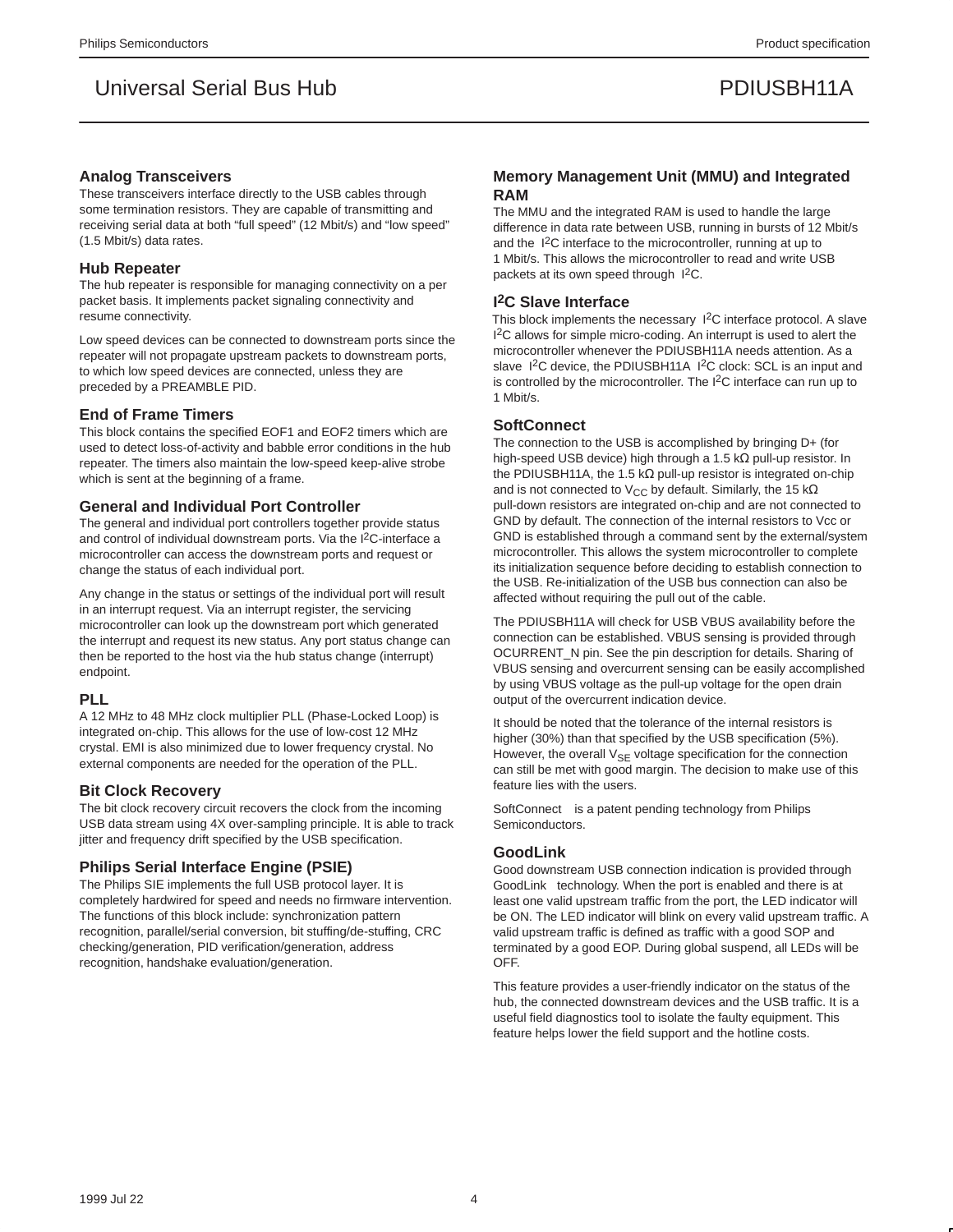### Analog Transceivers

These transceivers interface directly to the USB cables through some termination resistors. They are capable of transmitting and receiving serial data at both "full speed" (12 Mbit/s) and "low speed" (1.5 Mbit/s) data rates.

### Hub Repeater

The hub repeater is responsible for managing connectivity on a per packet basis. It implements packet signaling connectivity and resume connectivity.

Low speed devices can be connected to downstream ports since the repeater will not propagate upstream packets to downstream ports, to which low speed devices are connected, unless they are preceded by a PREAMBLE PID.

### End of Frame Timers

This block contains the specified EOF1 and EOF2 timers which are used to detect loss-of-activity and babble error conditions in the hub repeater. The timers also maintain the low-speed keep-alive strobe which is sent at the beginning of a frame.

### General and Individual Port Controller

The general and individual port controllers together provide status and control of individual downstream ports. Via the $I^2C$-interface a microcontroller can access the downstream ports and request or change the status of each individual port.

Any change in the status or settings of the individual port will result in an interrupt request. Via an interrupt register, the servicing microcontroller can look up the downstream port which generated the interrupt and request its new status. Any port status change can then be reported to the host via the hub status change (interrupt) endpoint.

### PLL

A 12 MHz to 48 MHz clock multiplier PLL (Phase-Locked Loop) is integrated on-chip. This allows for the use of low-cost 12 MHz crystal. EMI is also minimized due to lower frequency crystal. No external components are needed for the operation of the PLL.

### Bit Clock Recovery

The bit clock recovery circuit recovers the clock from the incoming USB data stream using 4X over-sampling principle. It is able to track jitter and frequency drift specified by the USB specification.

### Philips Serial Interface Engine (PSIE)

The Philips SIE implements the full USB protocol layer. It is completely hardwired for speed and needs no firmware intervention. The functions of this block include: synchronization pattern recognition, parallel/serial conversion, bit stuffing/de-stuffing, CRC checking/generation, PID verification/generation, address recognition, handshake evaluation/generation.

### Memory Management Unit (MMU) and Integrated RAM

The MMU and the integrated RAM is used to handle the large difference in data rate between USB, running in bursts of 12 Mbit/s and the $I^2C$ interface to the microcontroller, running at up to 1 Mbit/s. This allows the microcontroller to read and write USB packets at its own speed through $I^2C$.

### $I^2C$ Slave Interface

This block implements the necessary $I^2C$ interface protocol. A slave $I^2C$ allows for simple micro-coding. An interrupt is used to alert the microcontroller whenever the PDIUSBH11A needs attention. As a slave $I^2C$ device, the PDIUSBH11A $I^2C$ clock: SCL is an input and is controlled by the microcontroller. The $I^2C$ interface can run up to 1 Mbit/s.

### SoftConnect

The connection to the USB is accomplished by bringing D+ (for high-speed USB device) high through a 1.5 kΩ pull-up resistor. In the PDIUSBH11A, the 1.5 kΩ pull-up resistor is integrated on-chip and is not connected to $V_{CC}$ by default. Similarly, the 15 kΩ pull-down resistors are integrated on-chip and are not connected to GND by default. The connection of the internal resistors to Vcc or GND is established through a command sent by the external/system microcontroller. This allows the system microcontroller to complete its initialization sequence before deciding to establish connection to the USB. Re-initialization of the USB bus connection can also be affected without requiring the pull out of the cable.

The PDIUSBH11A will check for USB VBUS availability before the connection can be established. VBUS sensing is provided through OCURRENT_N pin. See the pin description for details. Sharing of VBUS sensing and overcurrent sensing can be easily accomplished by using VBUS voltage as the pull-up voltage for the open drain output of the overcurrent indication device.

It should be noted that the tolerance of the internal resistors is higher (30%) than that specified by the USB specification (5%). However, the overall $V_{SE}$ voltage specification for the connection can still be met with good margin. The decision to make use of this feature lies with the users.

SoftConnect is a patent pending technology from Philips Semiconductors.

### GoodLink

Good downstream USB connection indication is provided through GoodLink technology. When the port is enabled and there is at least one valid upstream traffic from the port, the LED indicator will be ON. The LED indicator will blink on every valid upstream traffic. A valid upstream traffic is defined as traffic with a good SOP and terminated by a good EOP. During global suspend, all LEDs will be OFF.

This feature provides a user-friendly indicator on the status of the hub, the connected downstream devices and the USB traffic. It is a useful field diagnostics tool to isolate the faulty equipment. This feature helps lower the field support and the hotline costs.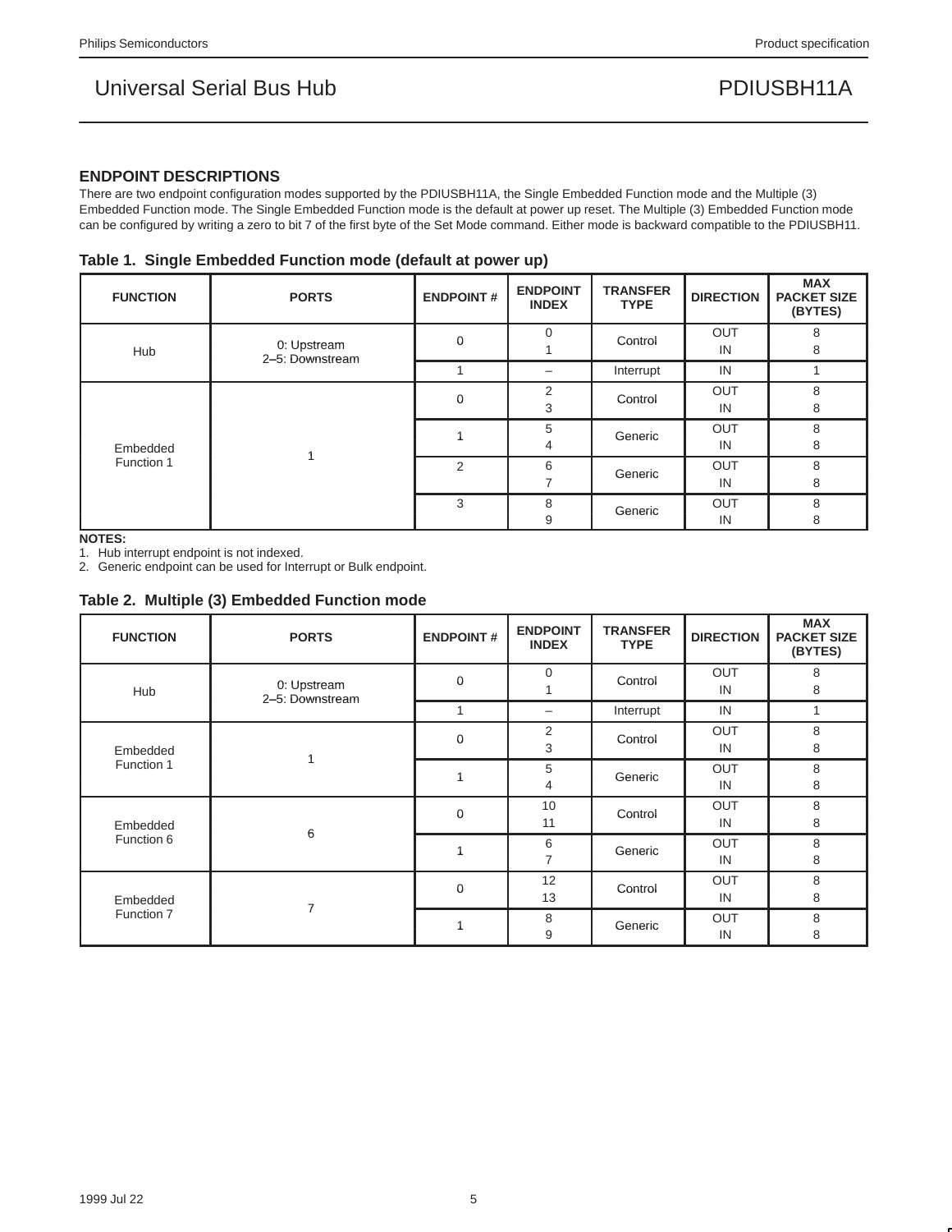## ENDPOINT DESCRIPTIONS

There are two endpoint configuration modes supported by the PDIUSBH11A, the Single Embedded Function mode and the Multiple (3) Embedded Function mode. The Single Embedded Function mode is the default at power up reset. The Multiple (3) Embedded Function mode can be configured by writing a zero to bit 7 of the first byte of the Set Mode command. Either mode is backward compatible to the PDIUSBH11.

**Table 1. Single Embedded Function mode (default at power up)**

| FUNCTION | PORTS | ENDPOINT # | ENDPOINT INDEX | TRANSFER TYPE | DIRECTION | MAX PACKET SIZE (BYTES) |
|---|---|---|---|---|---|---|
| Hub | 0: Upstream<br>2–5: Downstream | 0 | 0<br>1 | Control | OUT<br>IN | 8<br>8 |
| | | 1 | – | Interrupt | IN | 1 |
| Embedded Function 1 | 1 | 0 | 2<br>3 | Control | OUT<br>IN | 8<br>8 |
| | | 1 | 5<br>4 | Generic | OUT<br>IN | 8<br>8 |
| | | 2 | 6<br>7 | Generic | OUT<br>IN | 8<br>8 |
| | | 3 | 8<br>9 | Generic | OUT<br>IN | 8<br>8 |

**NOTES:**

1. Hub interrupt endpoint is not indexed.
2. Generic endpoint can be used for Interrupt or Bulk endpoint.

**Table 2. Multiple (3) Embedded Function mode**

| FUNCTION | PORTS | ENDPOINT # | ENDPOINT INDEX | TRANSFER TYPE | DIRECTION | MAX PACKET SIZE (BYTES) |
|---|---|---|---|---|---|---|
| Hub | 0: Upstream<br>2–5: Downstream | 0 | 0<br>1 | Control | OUT<br>IN | 8<br>8 |
| | | 1 | – | Interrupt | IN | 1 |
| Embedded Function 1 | 1 | 0 | 2<br>3 | Control | OUT<br>IN | 8<br>8 |
| | | 1 | 5<br>4 | Generic | OUT<br>IN | 8<br>8 |
| Embedded Function 6 | 6 | 0 | 10<br>11 | Control | OUT<br>IN | 8<br>8 |
| | | 1 | 6<br>7 | Generic | OUT<br>IN | 8<br>8 |
| Embedded Function 7 | 7 | 0 | 12<br>13 | Control | OUT<br>IN | 8<br>8 |
| | | 1 | 8<br>9 | Generic | OUT<br>IN | 8<br>8 |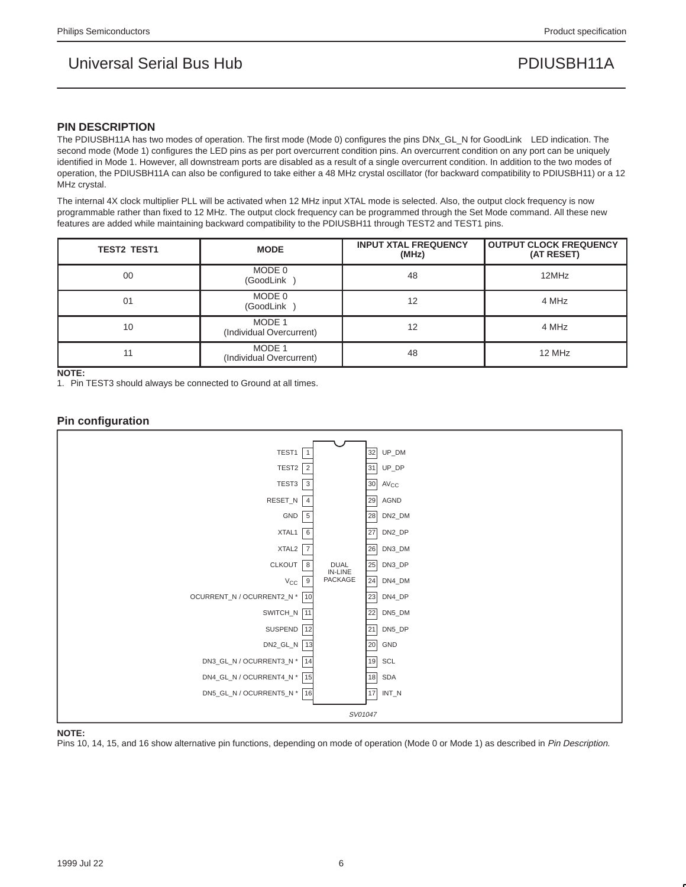## PIN DESCRIPTION

The PDIUSBH11A has two modes of operation. The first mode (Mode 0) configures the pins DNx_GL_N for GoodLink LED indication. The second mode (Mode 1) configures the LED pins as per port overcurrent condition pins. An overcurrent condition on any port can be uniquely identified in Mode 1. However, all downstream ports are disabled as a result of a single overcurrent condition. In addition to the two modes of operation, the PDIUSBH11A can also be configured to take either a 48 MHz crystal oscillator (for backward compatibility to PDIUSBH11) or a 12 MHz crystal.

The internal 4X clock multiplier PLL will be activated when 12 MHz input XTAL mode is selected. Also, the output clock frequency is now programmable rather than fixed to 12 MHz. The output clock frequency can be programmed through the Set Mode command. All these new features are added while maintaining backward compatibility to the PDIUSBH11 through TEST2 and TEST1 pins.

| TEST2 TEST1 | MODE | INPUT XTAL FREQUENCY (MHz) | OUTPUT CLOCK FREQUENCY (AT RESET) |
|---|---|---|---|
| 00 | MODE 0 (GoodLink ) | 48 | 12MHz |
| 01 | MODE 0 (GoodLink ) | 12 | 4 MHz |
| 10 | MODE 1 (Individual Overcurrent) | 12 | 4 MHz |
| 11 | MODE 1 (Individual Overcurrent) | 48 | 12 MHz |

**NOTE:**
1. Pin TEST3 should always be connected to Ground at all times.

### Pin configuration

| Pin | Name | Pin | Name |
|---|---|---|---|
| 1 | TEST1 | 32 | UP_DM |
| 2 | TEST2 | 31 | UP_DP |
| 3 | TEST3 | 30 | $AV_{CC}$ |
| 4 | RESET_N | 29 | AGND |
| 5 | GND | 28 | DN2_DM |
| 6 | XTAL1 | 27 | DN2_DP |
| 7 | XTAL2 | 26 | DN3_DM |
| 8 | CLKOUT | 25 | DN3_DP |
| 9 | $V_{CC}$ | 24 | DN4_DM |
| 10 | OCURRENT_N / OCURRENT2_N * | 23 | DN4_DP |
| 11 | SWITCH_N | 22 | DN5_DM |
| 12 | SUSPEND | 21 | DN5_DP |
| 13 | DN2_GL_N | 20 | GND |
| 14 | DN3_GL_N / OCURRENT3_N * | 19 | SCL |
| 15 | DN4_GL_N / OCURRENT4_N * | 18 | SDA |
| 16 | DN5_GL_N / OCURRENT5_N * | 17 | INT_N |

DUAL IN-LINE PACKAGE

SV01047

**NOTE:**
Pins 10, 14, 15, and 16 show alternative pin functions, depending on mode of operation (Mode 0 or Mode 1) as described in *Pin Description*.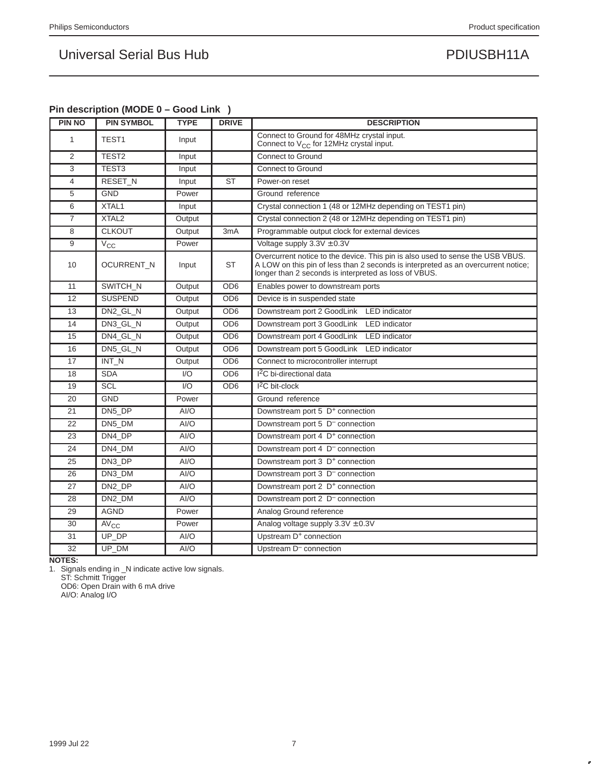### Pin description (MODE 0 – Good Link )

| PIN NO | PIN SYMBOL | TYPE | DRIVE | DESCRIPTION |
|---|---|---|---|---|
| 1 | TEST1 | Input | | Connect to Ground for 48MHz crystal input. Connect to $V_{CC}$ for 12MHz crystal input. |
| 2 | TEST2 | Input | | Connect to Ground |
| 3 | TEST3 | Input | | Connect to Ground |
| 4 | RESET_N | Input | ST | Power-on reset |
| 5 | GND | Power | | Ground reference |
| 6 | XTAL1 | Input | | Crystal connection 1 (48 or 12MHz depending on TEST1 pin) |
| 7 | XTAL2 | Output | | Crystal connection 2 (48 or 12MHz depending on TEST1 pin) |
| 8 | CLKOUT | Output | 3mA | Programmable output clock for external devices |
| 9 | $V_{CC}$ | Power | | Voltage supply 3.3V ±0.3V |
| 10 | OCURRENT_N | Input | ST | Overcurrent notice to the device. This pin is also used to sense the USB VBUS. A LOW on this pin of less than 2 seconds is interpreted as an overcurrent notice; longer than 2 seconds is interpreted as loss of VBUS. |
| 11 | SWITCH_N | Output | OD6 | Enables power to downstream ports |
| 12 | SUSPEND | Output | OD6 | Device is in suspended state |
| 13 | DN2_GL_N | Output | OD6 | Downstream port 2 GoodLink LED indicator |
| 14 | DN3_GL_N | Output | OD6 | Downstream port 3 GoodLink LED indicator |
| 15 | DN4_GL_N | Output | OD6 | Downstream port 4 GoodLink LED indicator |
| 16 | DN5_GL_N | Output | OD6 | Downstream port 5 GoodLink LED indicator |
| 17 | INT_N | Output | OD6 | Connect to microcontroller interrupt |
| 18 | SDA | I/O | OD6 | $I^2C$ bi-directional data |
| 19 | SCL | I/O | OD6 | $I^2C$ bit-clock |
| 20 | GND | Power | | Ground reference |
| 21 | DN5_DP | AI/O | | Downstream port 5 $D^+$ connection |
| 22 | DN5_DM | AI/O | | Downstream port 5 $D^-$ connection |
| 23 | DN4_DP | AI/O | | Downstream port 4 $D^+$ connection |
| 24 | DN4_DM | AI/O | | Downstream port 4 $D^-$ connection |
| 25 | DN3_DP | AI/O | | Downstream port 3 $D^+$ connection |
| 26 | DN3_DM | AI/O | | Downstream port 3 $D^-$ connection |
| 27 | DN2_DP | AI/O | | Downstream port 2 $D^+$ connection |
| 28 | DN2_DM | AI/O | | Downstream port 2 $D^-$ connection |
| 29 | AGND | Power | | Analog Ground reference |
| 30 | $AV_{CC}$ | Power | | Analog voltage supply 3.3V ±0.3V |
| 31 | UP_DP | AI/O | | Upstream $D^+$ connection |
| 32 | UP_DM | AI/O | | Upstream $D^-$ connection |

**NOTES:**

1. Signals ending in _N indicate active low signals.
   ST: Schmitt Trigger
   OD6: Open Drain with 6 mA drive
   AI/O: Analog I/O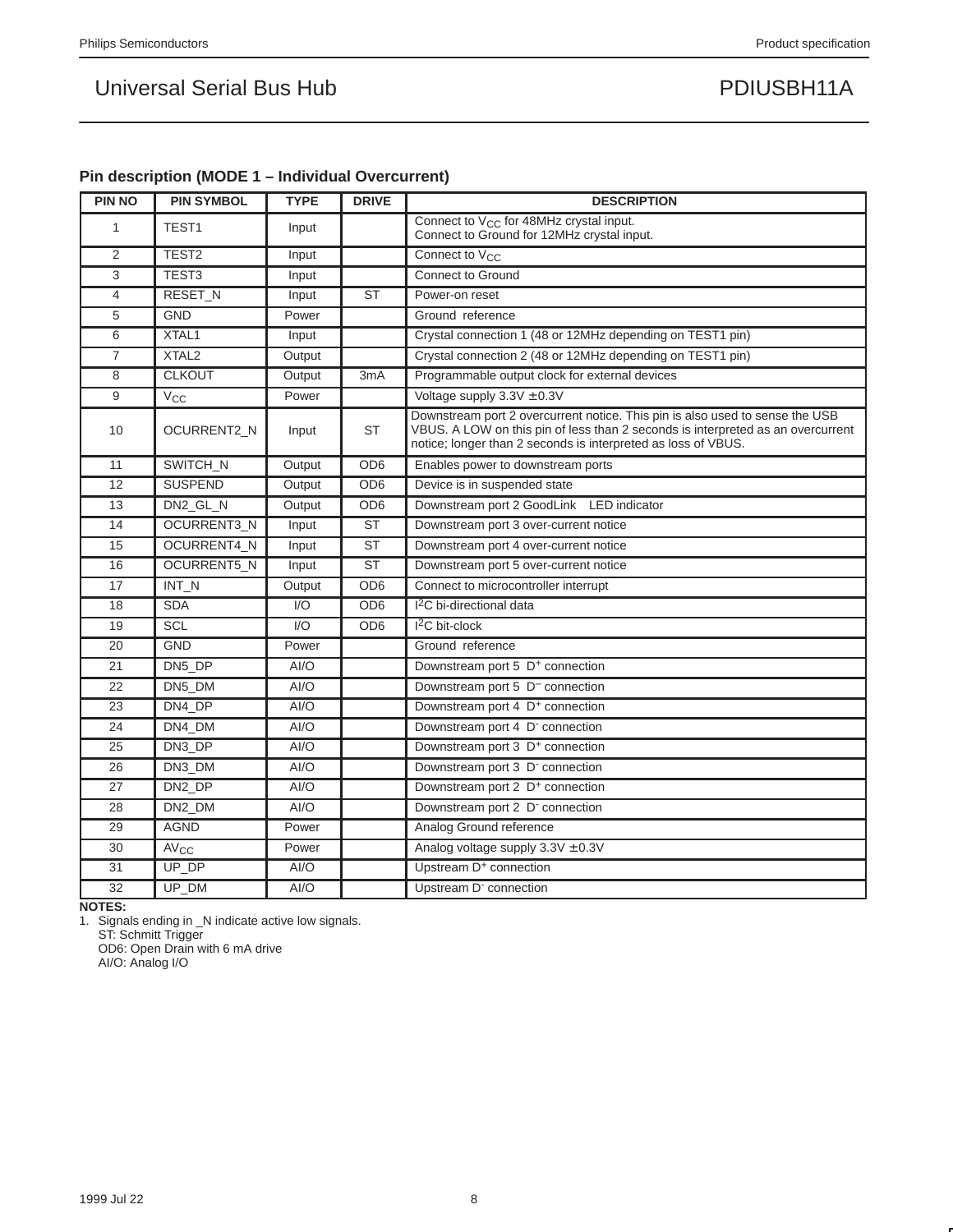### Pin description (MODE 1 – Individual Overcurrent)

| PIN NO | PIN SYMBOL | TYPE | DRIVE | DESCRIPTION |
|---|---|---|---|---|
| 1 | TEST1 | Input | | Connect to $V_{CC}$ for 48MHz crystal input. Connect to Ground for 12MHz crystal input. |
| 2 | TEST2 | Input | | Connect to $V_{CC}$ |
| 3 | TEST3 | Input | | Connect to Ground |
| 4 | RESET_N | Input | ST | Power-on reset |
| 5 | GND | Power | | Ground reference |
| 6 | XTAL1 | Input | | Crystal connection 1 (48 or 12MHz depending on TEST1 pin) |
| 7 | XTAL2 | Output | | Crystal connection 2 (48 or 12MHz depending on TEST1 pin) |
| 8 | CLKOUT | Output | 3mA | Programmable output clock for external devices |
| 9 | $V_{CC}$ | Power | | Voltage supply 3.3V ±0.3V |
| 10 | OCURRENT2_N | Input | ST | Downstream port 2 overcurrent notice. This pin is also used to sense the USB VBUS. A LOW on this pin of less than 2 seconds is interpreted as an overcurrent notice; longer than 2 seconds is interpreted as loss of VBUS. |
| 11 | SWITCH_N | Output | OD6 | Enables power to downstream ports |
| 12 | SUSPEND | Output | OD6 | Device is in suspended state |
| 13 | DN2_GL_N | Output | OD6 | Downstream port 2 GoodLink LED indicator |
| 14 | OCURRENT3_N | Input | ST | Downstream port 3 over-current notice |
| 15 | OCURRENT4_N | Input | ST | Downstream port 4 over-current notice |
| 16 | OCURRENT5_N | Input | ST | Downstream port 5 over-current notice |
| 17 | INT_N | Output | OD6 | Connect to microcontroller interrupt |
| 18 | SDA | I/O | OD6 | $I^2C$ bi-directional data |
| 19 | SCL | I/O | OD6 | $I^2C$ bit-clock |
| 20 | GND | Power | | Ground reference |
| 21 | DN5_DP | AI/O | | Downstream port 5 $D^+$ connection |
| 22 | DN5_DM | AI/O | | Downstream port 5 $D^-$ connection |
| 23 | DN4_DP | AI/O | | Downstream port 4 $D^+$ connection |
| 24 | DN4_DM | AI/O | | Downstream port 4 $D^-$ connection |
| 25 | DN3_DP | AI/O | | Downstream port 3 $D^+$ connection |
| 26 | DN3_DM | AI/O | | Downstream port 3 $D^-$ connection |
| 27 | DN2_DP | AI/O | | Downstream port 2 $D^+$ connection |
| 28 | DN2_DM | AI/O | | Downstream port 2 $D^-$ connection |
| 29 | AGND | Power | | Analog Ground reference |
| 30 | $AV_{CC}$ | Power | | Analog voltage supply 3.3V ±0.3V |
| 31 | UP_DP | AI/O | | Upstream $D^+$ connection |
| 32 | UP_DM | AI/O | | Upstream $D^-$ connection |

**NOTES:**

1. Signals ending in _N indicate active low signals.
   ST: Schmitt Trigger
   OD6: Open Drain with 6 mA drive
   AI/O: Analog I/O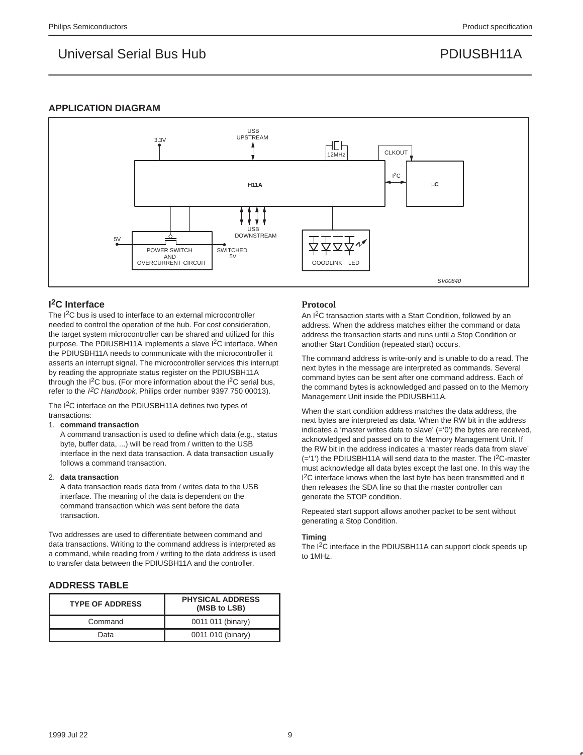## APPLICATION DIAGRAM

3.3V

USB UPSTREAM

12MHz

CLKOUT

H11A

$I^2C$

µC

USB DOWNSTREAM

5V

POWER SWITCH AND OVERCURRENT CIRCUIT

SWITCHED 5V

GOODLINK LED

SV00840

## $I^2C$ Interface

The $I^2C$ bus is used to interface to an external microcontroller needed to control the operation of the hub. For cost consideration, the target system microcontroller can be shared and utilized for this purpose. The PDIUSBH11A implements a slave $I^2C$ interface. When the PDIUSBH11A needs to communicate with the microcontroller it asserts an interrupt signal. The microcontroller services this interrupt by reading the appropriate status register on the PDIUSBH11A through the $I^2C$ bus. (For more information about the $I^2C$ serial bus, refer to the *$I^2C$ Handbook*, Philips order number 9397 750 00013).

The $I^2C$ interface on the PDIUSBH11A defines two types of transactions:

1. **command transaction**
   A command transaction is used to define which data (e.g., status byte, buffer data, ...) will be read from / written to the USB interface in the next data transaction. A data transaction usually follows a command transaction.

2. **data transaction**
   A data transaction reads data from / writes data to the USB interface. The meaning of the data is dependent on the command transaction which was sent before the data transaction.

Two addresses are used to differentiate between command and data transactions. Writing to the command address is interpreted as a command, while reading from / writing to the data address is used to transfer data between the PDIUSBH11A and the controller.

## ADDRESS TABLE

| TYPE OF ADDRESS | PHYSICAL ADDRESS (MSB to LSB) |
|---|---|
| Command | 0011 011 (binary) |
| Data | 0011 010 (binary) |

## Protocol

An $I^2C$ transaction starts with a Start Condition, followed by an address. When the address matches either the command or data address the transaction starts and runs until a Stop Condition or another Start Condition (repeated start) occurs.

The command address is write-only and is unable to do a read. The next bytes in the message are interpreted as commands. Several command bytes can be sent after one command address. Each of the command bytes is acknowledged and passed on to the Memory Management Unit inside the PDIUSBH11A.

When the start condition address matches the data address, the next bytes are interpreted as data. When the RW bit in the address indicates a 'master writes data to slave' (='0') the bytes are received, acknowledged and passed on to the Memory Management Unit. If the RW bit in the address indicates a 'master reads data from slave' (='1') the PDIUSBH11A will send data to the master. The $I^2C$-master must acknowledge all data bytes except the last one. In this way the $I^2C$ interface knows when the last byte has been transmitted and it then releases the SDA line so that the master controller can generate the STOP condition.

Repeated start support allows another packet to be sent without generating a Stop Condition.

### Timing

The $I^2C$ interface in the PDIUSBH11A can support clock speeds up to 1MHz.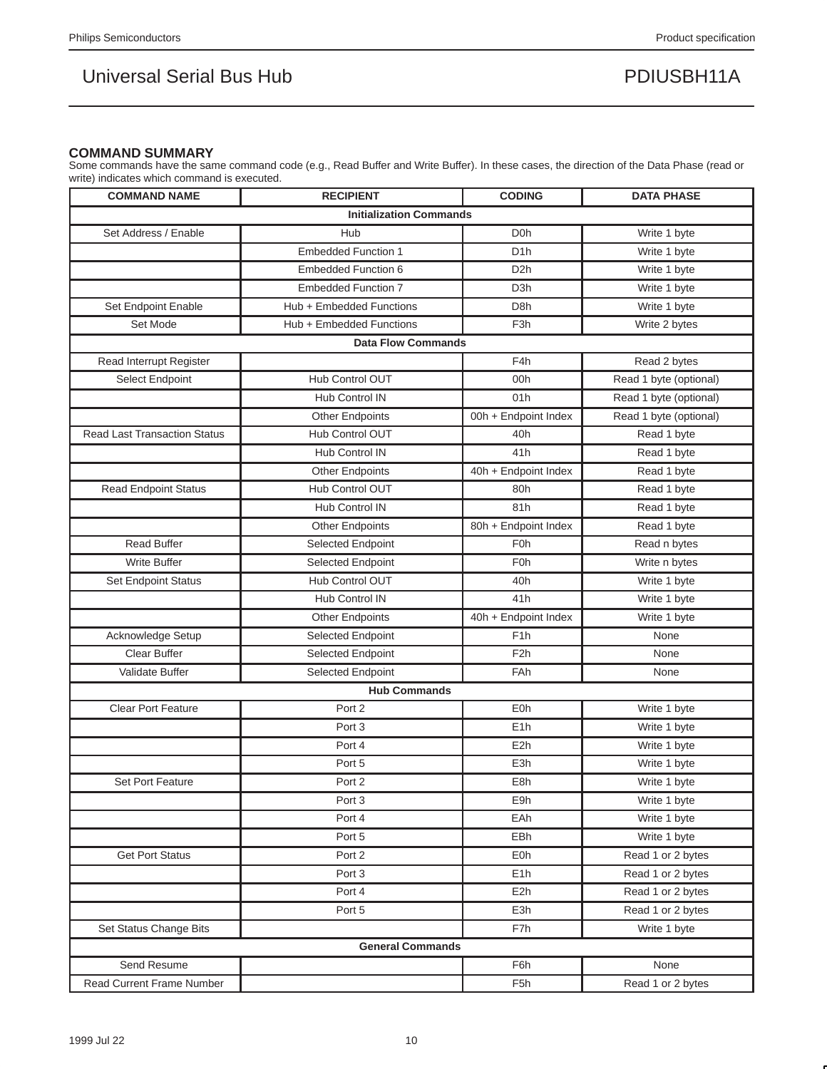## COMMAND SUMMARY

Some commands have the same command code (e.g., Read Buffer and Write Buffer). In these cases, the direction of the Data Phase (read or write) indicates which command is executed.

| COMMAND NAME | RECIPIENT | CODING | DATA PHASE |
|---|---|---|---|
| **Initialization Commands** | | | |
| Set Address / Enable | Hub | D0h | Write 1 byte |
| | Embedded Function 1 | D1h | Write 1 byte |
| | Embedded Function 6 | D2h | Write 1 byte |
| | Embedded Function 7 | D3h | Write 1 byte |
| Set Endpoint Enable | Hub + Embedded Functions | D8h | Write 1 byte |
| Set Mode | Hub + Embedded Functions | F3h | Write 2 bytes |
| **Data Flow Commands** | | | |
| Read Interrupt Register | | F4h | Read 2 bytes |
| Select Endpoint | Hub Control OUT | 00h | Read 1 byte (optional) |
| | Hub Control IN | 01h | Read 1 byte (optional) |
| | Other Endpoints | 00h + Endpoint Index | Read 1 byte (optional) |
| Read Last Transaction Status | Hub Control OUT | 40h | Read 1 byte |
| | Hub Control IN | 41h | Read 1 byte |
| | Other Endpoints | 40h + Endpoint Index | Read 1 byte |
| Read Endpoint Status | Hub Control OUT | 80h | Read 1 byte |
| | Hub Control IN | 81h | Read 1 byte |
| | Other Endpoints | 80h + Endpoint Index | Read 1 byte |
| Read Buffer | Selected Endpoint | F0h | Read n bytes |
| Write Buffer | Selected Endpoint | F0h | Write n bytes |
| Set Endpoint Status | Hub Control OUT | 40h | Write 1 byte |
| | Hub Control IN | 41h | Write 1 byte |
| | Other Endpoints | 40h + Endpoint Index | Write 1 byte |
| Acknowledge Setup | Selected Endpoint | F1h | None |
| Clear Buffer | Selected Endpoint | F2h | None |
| Validate Buffer | Selected Endpoint | FAh | None |
| **Hub Commands** | | | |
| Clear Port Feature | Port 2 | E0h | Write 1 byte |
| | Port 3 | E1h | Write 1 byte |
| | Port 4 | E2h | Write 1 byte |
| | Port 5 | E3h | Write 1 byte |
| Set Port Feature | Port 2 | E8h | Write 1 byte |
| | Port 3 | E9h | Write 1 byte |
| | Port 4 | EAh | Write 1 byte |
| | Port 5 | EBh | Write 1 byte |
| Get Port Status | Port 2 | E0h | Read 1 or 2 bytes |
| | Port 3 | E1h | Read 1 or 2 bytes |
| | Port 4 | E2h | Read 1 or 2 bytes |
| | Port 5 | E3h | Read 1 or 2 bytes |
| Set Status Change Bits | | F7h | Write 1 byte |
| **General Commands** | | | |
| Send Resume | | F6h | None |
| Read Current Frame Number | | F5h | Read 1 or 2 bytes |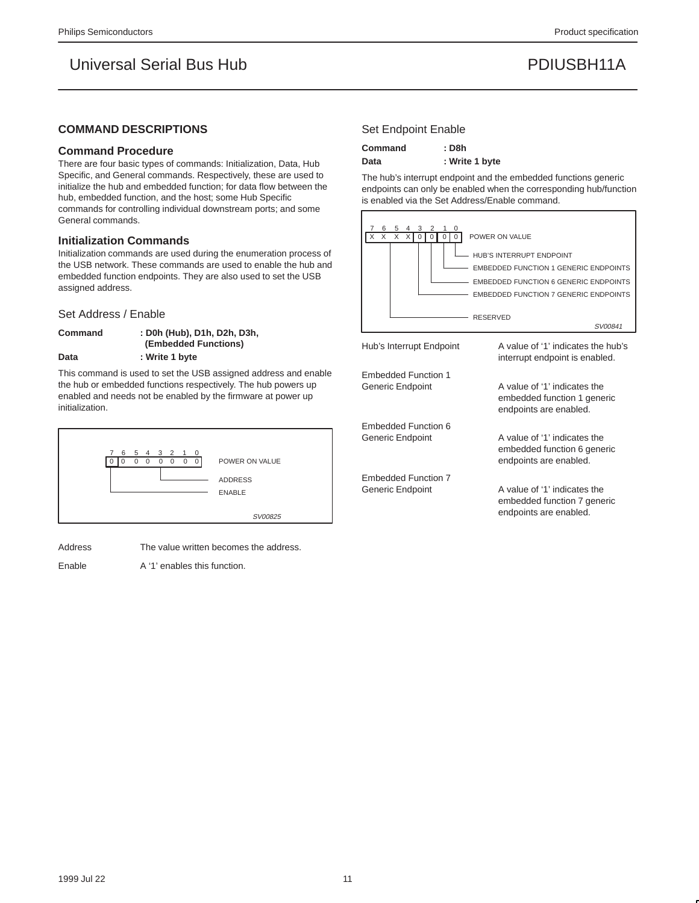## COMMAND DESCRIPTIONS

### Command Procedure

There are four basic types of commands: Initialization, Data, Hub Specific, and General commands. Respectively, these are used to initialize the hub and embedded function; for data flow between the hub, embedded function, and the host; some Hub Specific commands for controlling individual downstream ports; and some General commands.

### Initialization Commands

Initialization commands are used during the enumeration process of the USB network. These commands are used to enable the hub and embedded function endpoints. They are also used to set the USB assigned address.

#### Set Address / Enable

**Command** : **D0h (Hub), D1h, D2h, D3h, (Embedded Functions)**
**Data** : **Write 1 byte**

This command is used to set the USB assigned address and enable the hub or embedded functions respectively. The hub powers up enabled and needs not be enabled by the firmware at power up initialization.

| Bit | 7 | 6 | 5 | 4 | 3 | 2 | 1 | 0 |
|---|---|---|---|---|---|---|---|---|
| POWER ON VALUE | 0 | 0 | 0 | 0 | 0 | 0 | 0 | 0 |
| Field | ENABLE | ADDRESS | | | | | | |

SV00825

| | |
|---|---|
| Address | The value written becomes the address. |
| Enable | A '1' enables this function. |

#### Set Endpoint Enable

**Command** : **D8h**
**Data** : **Write 1 byte**

The hub's interrupt endpoint and the embedded functions generic endpoints can only be enabled when the corresponding hub/function is enabled via the Set Address/Enable command.

| Bit | 7 | 6 | 5 | 4 | 3 | 2 | 1 | 0 |
|---|---|---|---|---|---|---|---|---|
| POWER ON VALUE | X | X | X | X | 0 | 0 | 0 | 0 |
| Field | RESERVED | | | | EMBEDDED FUNCTION 7 GENERIC ENDPOINTS | EMBEDDED FUNCTION 6 GENERIC ENDPOINTS | EMBEDDED FUNCTION 1 GENERIC ENDPOINTS | HUB'S INTERRUPT ENDPOINT |

SV00841

| | |
|---|---|
| Hub's Interrupt Endpoint | A value of '1' indicates the hub's interrupt endpoint is enabled. |
| Embedded Function 1 Generic Endpoint | A value of '1' indicates the embedded function 1 generic endpoints are enabled. |
| Embedded Function 6 Generic Endpoint | A value of '1' indicates the embedded function 6 generic endpoints are enabled. |
| Embedded Function 7 Generic Endpoint | A value of '1' indicates the embedded function 7 generic endpoints are enabled. |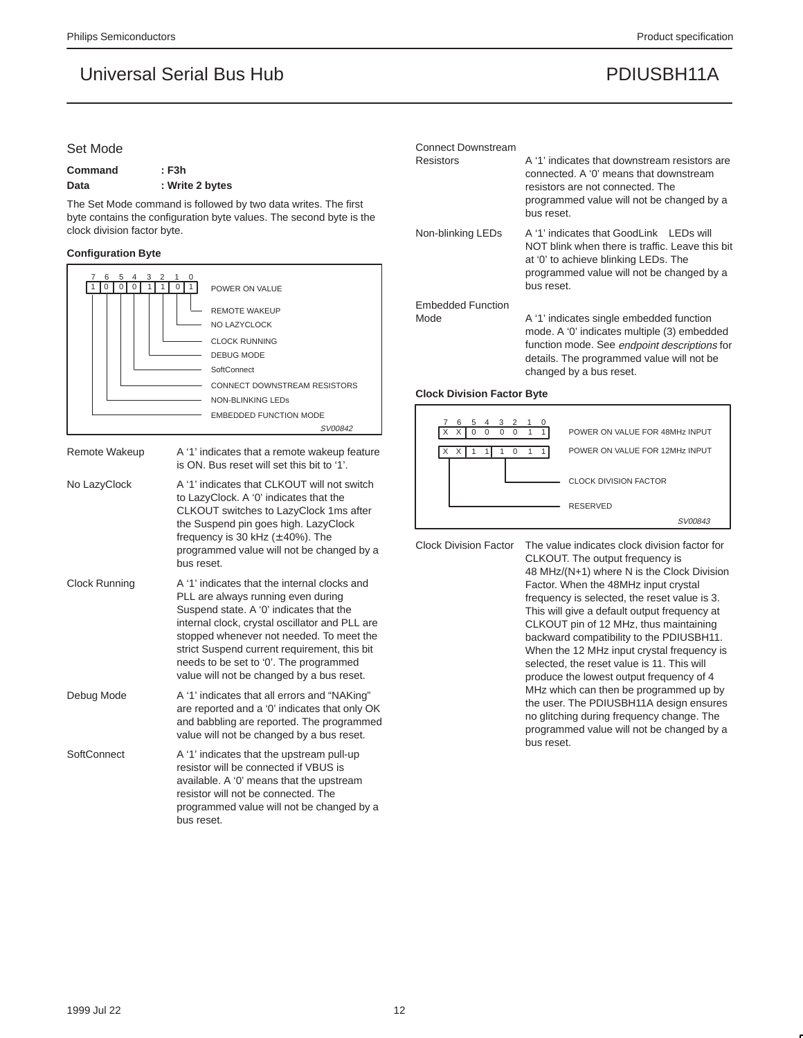## Set Mode

**Command** : **F3h**
**Data** : **Write 2 bytes**

The Set Mode command is followed by two data writes. The first byte contains the configuration byte values. The second byte is the clock division factor byte.

### Configuration Byte

| Bit | 7 | 6 | 5 | 4 | 3 | 2 | 1 | 0 |
|---|---|---|---|---|---|---|---|---|
| POWER ON VALUE | 1 | 0 | 0 | 0 | 1 | 1 | 0 | 1 |

- Bit 0: REMOTE WAKEUP
- Bit 1: NO LAZYCLOCK
- Bit 2: CLOCK RUNNING
- Bit 3: DEBUG MODE
- Bit 4: SoftConnect
- Bit 5: CONNECT DOWNSTREAM RESISTORS
- Bit 6: NON-BLINKING LEDs
- Bit 7: EMBEDDED FUNCTION MODE

*SV00842*

| | |
|---|---|
| Remote Wakeup | A '1' indicates that a remote wakeup feature is ON. Bus reset will set this bit to '1'. |
| No LazyClock | A '1' indicates that CLKOUT will not switch to LazyClock. A '0' indicates that the CLKOUT switches to LazyClock 1ms after the Suspend pin goes high. LazyClock frequency is 30 kHz (±40%). The programmed value will not be changed by a bus reset. |
| Clock Running | A '1' indicates that the internal clocks and PLL are always running even during Suspend state. A '0' indicates that the internal clock, crystal oscillator and PLL are stopped whenever not needed. To meet the strict Suspend current requirement, this bit needs to be set to '0'. The programmed value will not be changed by a bus reset. |
| Debug Mode | A '1' indicates that all errors and "NAKing" are reported and a '0' indicates that only OK and babbling are reported. The programmed value will not be changed by a bus reset. |
| SoftConnect | A '1' indicates that the upstream pull-up resistor will be connected if VBUS is available. A '0' means that the upstream resistor will not be connected. The programmed value will not be changed by a bus reset. |
| Connect Downstream Resistors | A '1' indicates that downstream resistors are connected. A '0' means that downstream resistors are not connected. The programmed value will not be changed by a bus reset. |
| Non-blinking LEDs | A '1' indicates that GoodLink LEDs will NOT blink when there is traffic. Leave this bit at '0' to achieve blinking LEDs. The programmed value will not be changed by a bus reset. |
| Embedded Function Mode | A '1' indicates single embedded function mode. A '0' indicates multiple (3) embedded function mode. See *endpoint descriptions* for details. The programmed value will not be changed by a bus reset. |

### Clock Division Factor Byte

| Bit | 7 | 6 | 5 | 4 | 3 | 2 | 1 | 0 |
|---|---|---|---|---|---|---|---|---|
| POWER ON VALUE FOR 48MHz INPUT | X | X | 0 | 0 | 0 | 0 | 1 | 1 |
| POWER ON VALUE FOR 12MHz INPUT | X | X | 1 | 1 | 1 | 0 | 1 | 1 |

- Bits 7–6: RESERVED
- Bits 5–0: CLOCK DIVISION FACTOR

*SV00843*

| | |
|---|---|
| Clock Division Factor | The value indicates clock division factor for CLKOUT. The output frequency is 48 MHz/(N+1) where N is the Clock Division Factor. When the 48MHz input crystal frequency is selected, the reset value is 3. This will give a default output frequency at CLKOUT pin of 12 MHz, thus maintaining backward compatibility to the PDIUSBH11. When the 12 MHz input crystal frequency is selected, the reset value is 11. This will produce the lowest output frequency of 4 MHz which can then be programmed up by the user. The PDIUSBH11A design ensures no glitching during frequency change. The programmed value will not be changed by a bus reset. |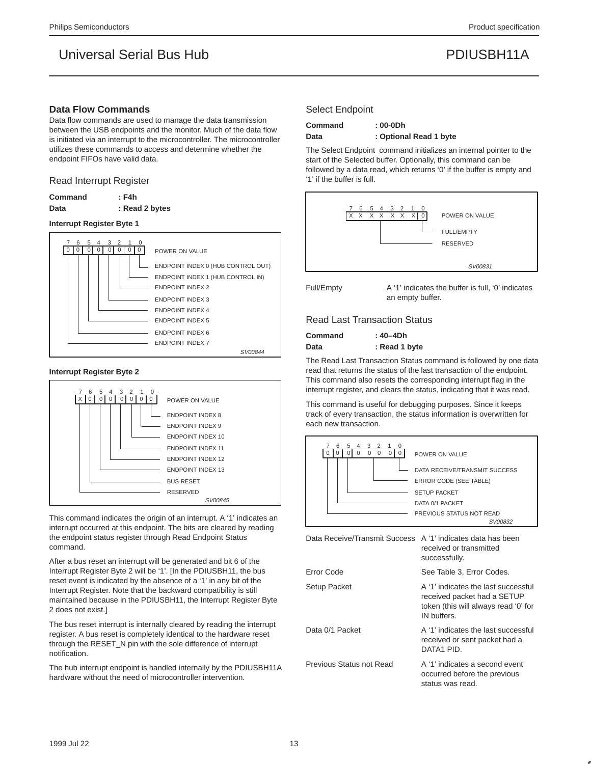## Data Flow Commands

Data flow commands are used to manage the data transmission between the USB endpoints and the monitor. Much of the data flow is initiated via an interrupt to the microcontroller. The microcontroller utilizes these commands to access and determine whether the endpoint FIFOs have valid data.

### Read Interrupt Register

**Command** : **F4h**
**Data** : **Read 2 bytes**

**Interrupt Register Byte 1**

| Bit | 7 | 6 | 5 | 4 | 3 | 2 | 1 | 0 |
|---|---|---|---|---|---|---|---|---|
| POWER ON VALUE | 0 | 0 | 0 | 0 | 0 | 0 | 0 | 0 |

- Bit 0: ENDPOINT INDEX 0 (HUB CONTROL OUT)
- Bit 1: ENDPOINT INDEX 1 (HUB CONTROL IN)
- Bit 2: ENDPOINT INDEX 2
- Bit 3: ENDPOINT INDEX 3
- Bit 4: ENDPOINT INDEX 4
- Bit 5: ENDPOINT INDEX 5
- Bit 6: ENDPOINT INDEX 6
- Bit 7: ENDPOINT INDEX 7

SV00844

**Interrupt Register Byte 2**

| Bit | 7 | 6 | 5 | 4 | 3 | 2 | 1 | 0 |
|---|---|---|---|---|---|---|---|---|
| POWER ON VALUE | X | 0 | 0 | 0 | 0 | 0 | 0 | 0 |

- Bit 0: ENDPOINT INDEX 8
- Bit 1: ENDPOINT INDEX 9
- Bit 2: ENDPOINT INDEX 10
- Bit 3: ENDPOINT INDEX 11
- Bit 4: ENDPOINT INDEX 12
- Bit 5: ENDPOINT INDEX 13
- Bit 6: BUS RESET
- Bit 7: RESERVED

SV00845

This command indicates the origin of an interrupt. A '1' indicates an interrupt occurred at this endpoint. The bits are cleared by reading the endpoint status register through Read Endpoint Status command.

After a bus reset an interrupt will be generated and bit 6 of the Interrupt Register Byte 2 will be '1'. [In the PDIUSBH11, the bus reset event is indicated by the absence of a '1' in any bit of the Interrupt Register. Note that the backward compatibility is still maintained because in the PDIUSBH11, the Interrupt Register Byte 2 does not exist.]

The bus reset interrupt is internally cleared by reading the interrupt register. A bus reset is completely identical to the hardware reset through the RESET_N pin with the sole difference of interrupt notification.

The hub interrupt endpoint is handled internally by the PDIUSBH11A hardware without the need of microcontroller intervention.

### Select Endpoint

**Command** : **00-0Dh**
**Data** : **Optional Read 1 byte**

The Select Endpoint command initializes an internal pointer to the start of the Selected buffer. Optionally, this command can be followed by a data read, which returns '0' if the buffer is empty and '1' if the buffer is full.

| Bit | 7 | 6 | 5 | 4 | 3 | 2 | 1 | 0 |
|---|---|---|---|---|---|---|---|---|
| POWER ON VALUE | X | X | X | X | X | X | X | 0 |

- Bit 0: FULL/EMPTY
- Bits 7–1: RESERVED

SV00831

| | |
|---|---|
| Full/Empty | A '1' indicates the buffer is full, '0' indicates an empty buffer. |

### Read Last Transaction Status

**Command** : **40–4Dh**
**Data** : **Read 1 byte**

The Read Last Transaction Status command is followed by one data read that returns the status of the last transaction of the endpoint. This command also resets the corresponding interrupt flag in the interrupt register, and clears the status, indicating that it was read.

This command is useful for debugging purposes. Since it keeps track of every transaction, the status information is overwritten for each new transaction.

| Bit | 7 | 6 | 5 | 4 | 3 | 2 | 1 | 0 |
|---|---|---|---|---|---|---|---|---|
| POWER ON VALUE | 0 | 0 | 0 | 0 | 0 | 0 | 0 | 0 |

- Bit 0: DATA RECEIVE/TRANSMIT SUCCESS
- Bits 4–1: ERROR CODE (SEE TABLE)
- Bit 5: SETUP PACKET
- Bit 6: DATA 0/1 PACKET
- Bit 7: PREVIOUS STATUS NOT READ

SV00832

| | |
|---|---|
| Data Receive/Transmit Success | A '1' indicates data has been received or transmitted successfully. |
| Error Code | See Table 3, Error Codes. |
| Setup Packet | A '1' indicates the last successful received packet had a SETUP token (this will always read '0' for IN buffers. |
| Data 0/1 Packet | A '1' indicates the last successful received or sent packet had a DATA1 PID. |
| Previous Status not Read | A '1' indicates a second event occurred before the previous status was read. |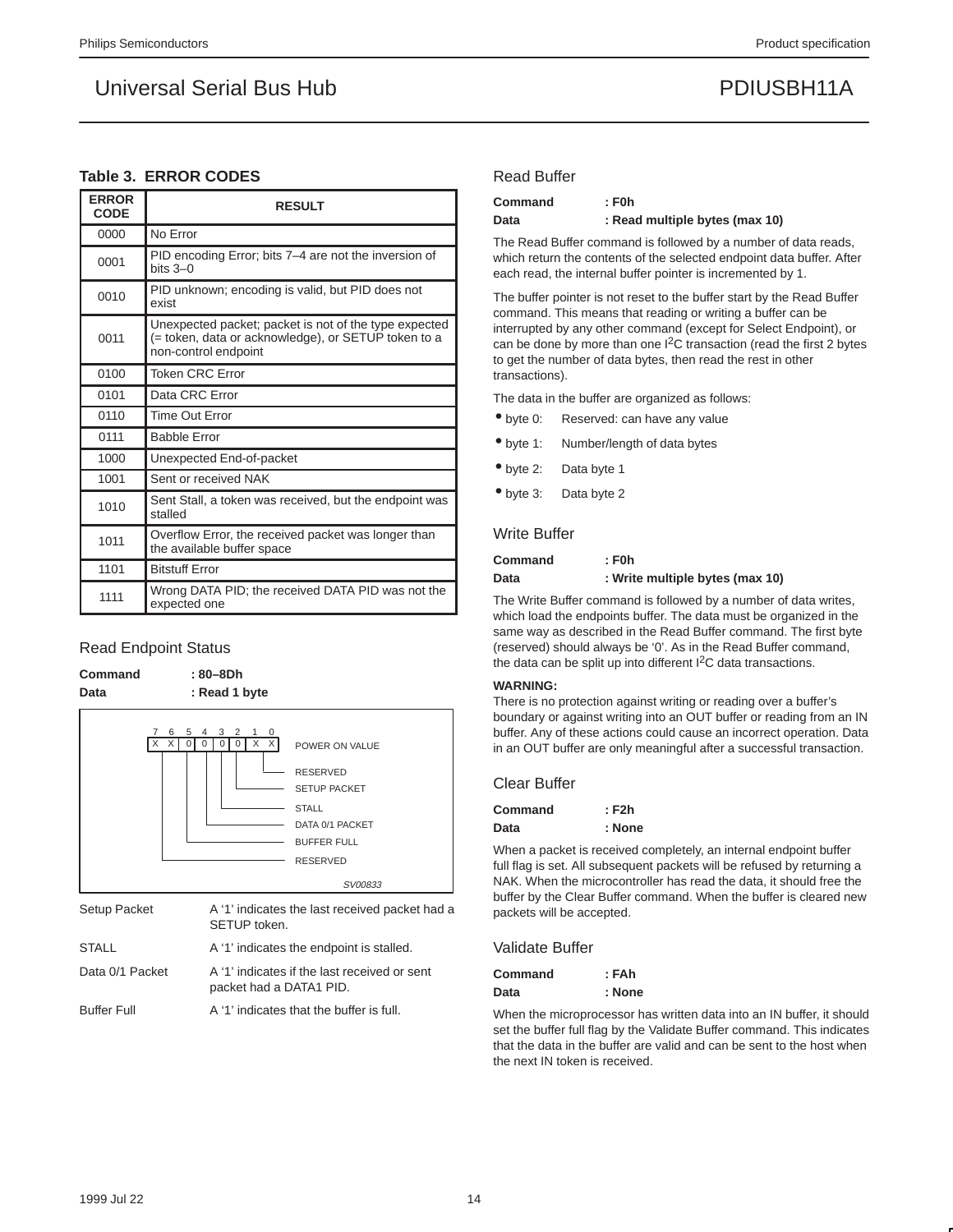**Table 3. ERROR CODES**

| ERROR CODE | RESULT |
|---|---|
| 0000 | No Error |
| 0001 | PID encoding Error; bits 7–4 are not the inversion of bits 3–0 |
| 0010 | PID unknown; encoding is valid, but PID does not exist |
| 0011 | Unexpected packet; packet is not of the type expected (= token, data or acknowledge), or SETUP token to a non-control endpoint |
| 0100 | Token CRC Error |
| 0101 | Data CRC Error |
| 0110 | Time Out Error |
| 0111 | Babble Error |
| 1000 | Unexpected End-of-packet |
| 1001 | Sent or received NAK |
| 1010 | Sent Stall, a token was received, but the endpoint was stalled |
| 1011 | Overflow Error, the received packet was longer than the available buffer space |
| 1101 | Bitstuff Error |
| 1111 | Wrong DATA PID; the received DATA PID was not the expected one |

## Read Endpoint Status

**Command** **: 80–8Dh**
**Data** **: Read 1 byte**

| 7 | 6 | 5 | 4 | 3 | 2 | 1 | 0 | |
|---|---|---|---|---|---|---|---|---|
| X | X | 0 | 0 | 0 | 0 | X | X | POWER ON VALUE |

- Bit 0: RESERVED
- Bit 2: SETUP PACKET
- Bit 3: STALL
- Bit 4: DATA 0/1 PACKET
- Bit 5: BUFFER FULL
- Bit 7: RESERVED

SV00833

| | |
|---|---|
| Setup Packet | A '1' indicates the last received packet had a SETUP token. |
| STALL | A '1' indicates the endpoint is stalled. |
| Data 0/1 Packet | A '1' indicates if the last received or sent packet had a DATA1 PID. |
| Buffer Full | A '1' indicates that the buffer is full. |

## Read Buffer

**Command** **: F0h**
**Data** **: Read multiple bytes (max 10)**

The Read Buffer command is followed by a number of data reads, which return the contents of the selected endpoint data buffer. After each read, the internal buffer pointer is incremented by 1.

The buffer pointer is not reset to the buffer start by the Read Buffer command. This means that reading or writing a buffer can be interrupted by any other command (except for Select Endpoint), or can be done by more than one I$^2$C transaction (read the first 2 bytes to get the number of data bytes, then read the rest in other transactions).

The data in the buffer are organized as follows:

- byte 0: Reserved: can have any value
- byte 1: Number/length of data bytes
- byte 2: Data byte 1
- byte 3: Data byte 2

## Write Buffer

**Command** **: F0h**
**Data** **: Write multiple bytes (max 10)**

The Write Buffer command is followed by a number of data writes, which load the endpoints buffer. The data must be organized in the same way as described in the Read Buffer command. The first byte (reserved) should always be '0'. As in the Read Buffer command, the data can be split up into different I$^2$C data transactions.

**WARNING:**
There is no protection against writing or reading over a buffer's boundary or against writing into an OUT buffer or reading from an IN buffer. Any of these actions could cause an incorrect operation. Data in an OUT buffer are only meaningful after a successful transaction.

## Clear Buffer

**Command** **: F2h**
**Data** **: None**

When a packet is received completely, an internal endpoint buffer full flag is set. All subsequent packets will be refused by returning a NAK. When the microcontroller has read the data, it should free the buffer by the Clear Buffer command. When the buffer is cleared new packets will be accepted.

## Validate Buffer

**Command** **: FAh**
**Data** **: None**

When the microprocessor has written data into an IN buffer, it should set the buffer full flag by the Validate Buffer command. This indicates that the data in the buffer are valid and can be sent to the host when the next IN token is received.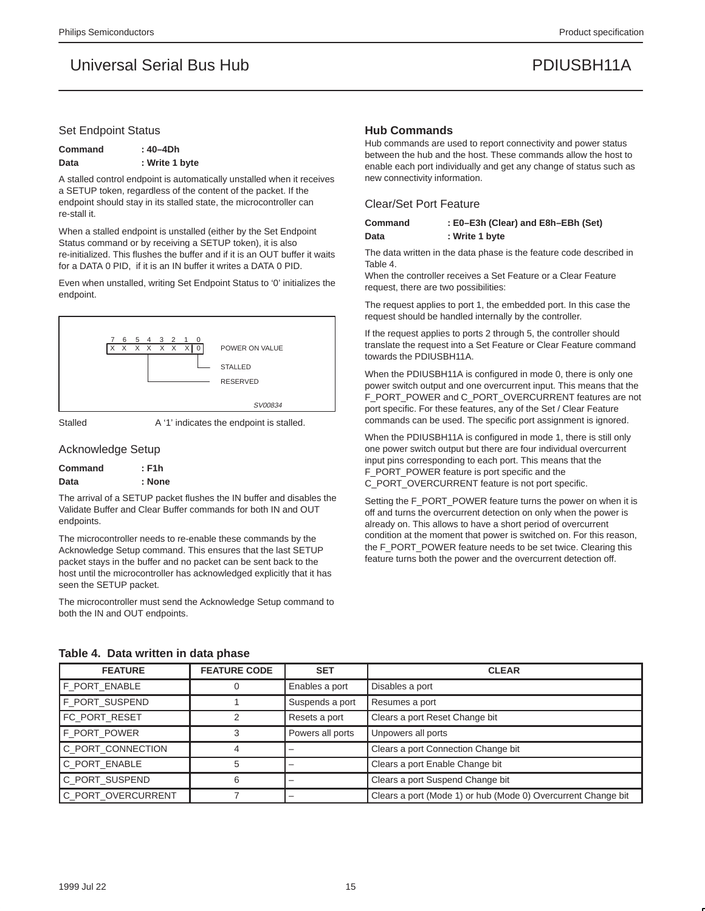### Set Endpoint Status

**Command** **: 40–4Dh**
**Data** **: Write 1 byte**

A stalled control endpoint is automatically unstalled when it receives a SETUP token, regardless of the content of the packet. If the endpoint should stay in its stalled state, the microcontroller can re-stall it.

When a stalled endpoint is unstalled (either by the Set Endpoint Status command or by receiving a SETUP token), it is also re-initialized. This flushes the buffer and if it is an OUT buffer it waits for a DATA 0 PID, if it is an IN buffer it writes a DATA 0 PID.

Even when unstalled, writing Set Endpoint Status to '0' initializes the endpoint.

| 7 | 6 | 5 | 4 | 3 | 2 | 1 | 0 | |
|---|---|---|---|---|---|---|---|---|
| X | X | X | X | X | X | X | 0 | POWER ON VALUE |

- Bit 0: STALLED
- Bits 7–1: RESERVED

SV00834

Stalled — A '1' indicates the endpoint is stalled.

### Acknowledge Setup

**Command** **: F1h**
**Data** **: None**

The arrival of a SETUP packet flushes the IN buffer and disables the Validate Buffer and Clear Buffer commands for both IN and OUT endpoints.

The microcontroller needs to re-enable these commands by the Acknowledge Setup command. This ensures that the last SETUP packet stays in the buffer and no packet can be sent back to the host until the microcontroller has acknowledged explicitly that it has seen the SETUP packet.

The microcontroller must send the Acknowledge Setup command to both the IN and OUT endpoints.

## Hub Commands

Hub commands are used to report connectivity and power status between the hub and the host. These commands allow the host to enable each port individually and get any change of status such as new connectivity information.

### Clear/Set Port Feature

**Command** **: E0–E3h (Clear) and E8h–EBh (Set)**
**Data** **: Write 1 byte**

The data written in the data phase is the feature code described in Table 4.
When the controller receives a Set Feature or a Clear Feature request, there are two possibilities:

The request applies to port 1, the embedded port. In this case the request should be handled internally by the controller.

If the request applies to ports 2 through 5, the controller should translate the request into a Set Feature or Clear Feature command towards the PDIUSBH11A.

When the PDIUSBH11A is configured in mode 0, there is only one power switch output and one overcurrent input. This means that the F_PORT_POWER and C_PORT_OVERCURRENT features are not port specific. For these features, any of the Set / Clear Feature commands can be used. The specific port assignment is ignored.

When the PDIUSBH11A is configured in mode 1, there is still only one power switch output but there are four individual overcurrent input pins corresponding to each port. This means that the F_PORT_POWER feature is port specific and the C_PORT_OVERCURRENT feature is not port specific.

Setting the F_PORT_POWER feature turns the power on when it is off and turns the overcurrent detection on only when the power is already on. This allows to have a short period of overcurrent condition at the moment that power is switched on. For this reason, the F_PORT_POWER feature needs to be set twice. Clearing this feature turns both the power and the overcurrent detection off.

**Table 4. Data written in data phase**

| FEATURE | FEATURE CODE | SET | CLEAR |
|---|---|---|---|
| F_PORT_ENABLE | 0 | Enables a port | Disables a port |
| F_PORT_SUSPEND | 1 | Suspends a port | Resumes a port |
| FC_PORT_RESET | 2 | Resets a port | Clears a port Reset Change bit |
| F_PORT_POWER | 3 | Powers all ports | Unpowers all ports |
| C_PORT_CONNECTION | 4 | – | Clears a port Connection Change bit |
| C_PORT_ENABLE | 5 | – | Clears a port Enable Change bit |
| C_PORT_SUSPEND | 6 | – | Clears a port Suspend Change bit |
| C_PORT_OVERCURRENT | 7 | – | Clears a port (Mode 1) or hub (Mode 0) Overcurrent Change bit |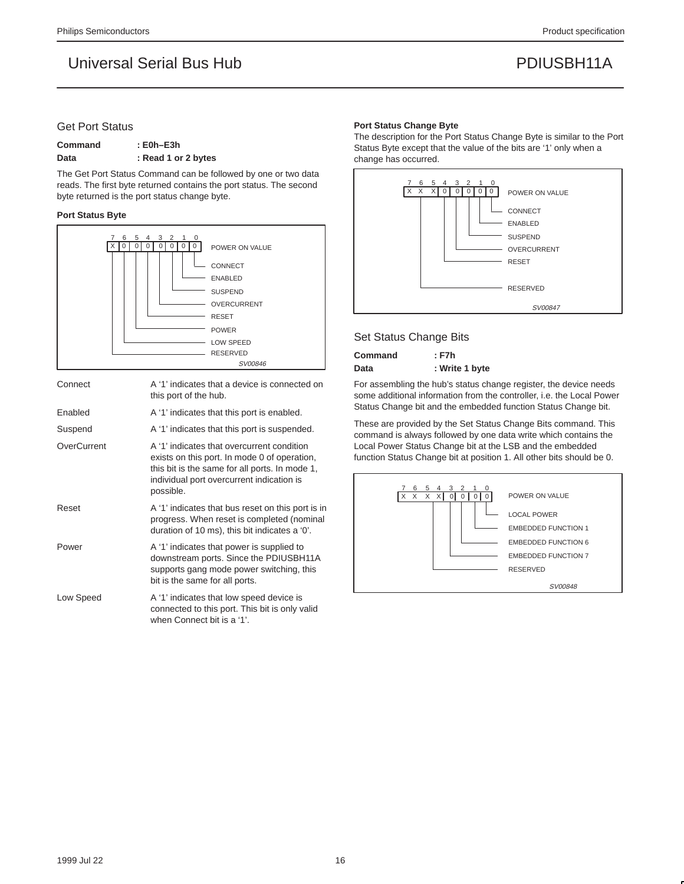## Get Port Status

**Command** : **E0h–E3h**
**Data** : **Read 1 or 2 bytes**

The Get Port Status Command can be followed by one or two data reads. The first byte returned contains the port status. The second byte returned is the port status change byte.

### Port Status Byte

| Bit | 7 | 6 | 5 | 4 | 3 | 2 | 1 | 0 |
|---|---|---|---|---|---|---|---|---|
| POWER ON VALUE | X | 0 | 0 | 0 | 0 | 0 | 0 | 0 |
| Field | RESERVED | LOW SPEED | POWER | RESET | OVERCURRENT | SUSPEND | ENABLED | CONNECT |

SV00846

| | |
|---|---|
| Connect | A '1' indicates that a device is connected on this port of the hub. |
| Enabled | A '1' indicates that this port is enabled. |
| Suspend | A '1' indicates that this port is suspended. |
| OverCurrent | A '1' indicates that overcurrent condition exists on this port. In mode 0 of operation, this bit is the same for all ports. In mode 1, individual port overcurrent indication is possible. |
| Reset | A '1' indicates that bus reset on this port is in progress. When reset is completed (nominal duration of 10 ms), this bit indicates a '0'. |
| Power | A '1' indicates that power is supplied to downstream ports. Since the PDIUSBH11A supports gang mode power switching, this bit is the same for all ports. |
| Low Speed | A '1' indicates that low speed device is connected to this port. This bit is only valid when Connect bit is a '1'. |

### Port Status Change Byte

The description for the Port Status Change Byte is similar to the Port Status Byte except that the value of the bits are '1' only when a change has occurred.

| Bit | 7 | 6 | 5 | 4 | 3 | 2 | 1 | 0 |
|---|---|---|---|---|---|---|---|---|
| POWER ON VALUE | X | X | X | 0 | 0 | 0 | 0 | 0 |
| Field | RESERVED | RESERVED | RESERVED | RESET | OVERCURRENT | SUSPEND | ENABLED | CONNECT |

SV00847

## Set Status Change Bits

**Command** : **F7h**
**Data** : **Write 1 byte**

For assembling the hub's status change register, the device needs some additional information from the controller, i.e. the Local Power Status Change bit and the embedded function Status Change bit.

These are provided by the Set Status Change Bits command. This command is always followed by one data write which contains the Local Power Status Change bit at the LSB and the embedded function Status Change bit at position 1. All other bits should be 0.

| Bit | 7 | 6 | 5 | 4 | 3 | 2 | 1 | 0 |
|---|---|---|---|---|---|---|---|---|
| POWER ON VALUE | X | X | X | X | 0 | 0 | 0 | 0 |
| Field | RESERVED | RESERVED | RESERVED | RESERVED | EMBEDDED FUNCTION 7 | EMBEDDED FUNCTION 6 | EMBEDDED FUNCTION 1 | LOCAL POWER |

SV00848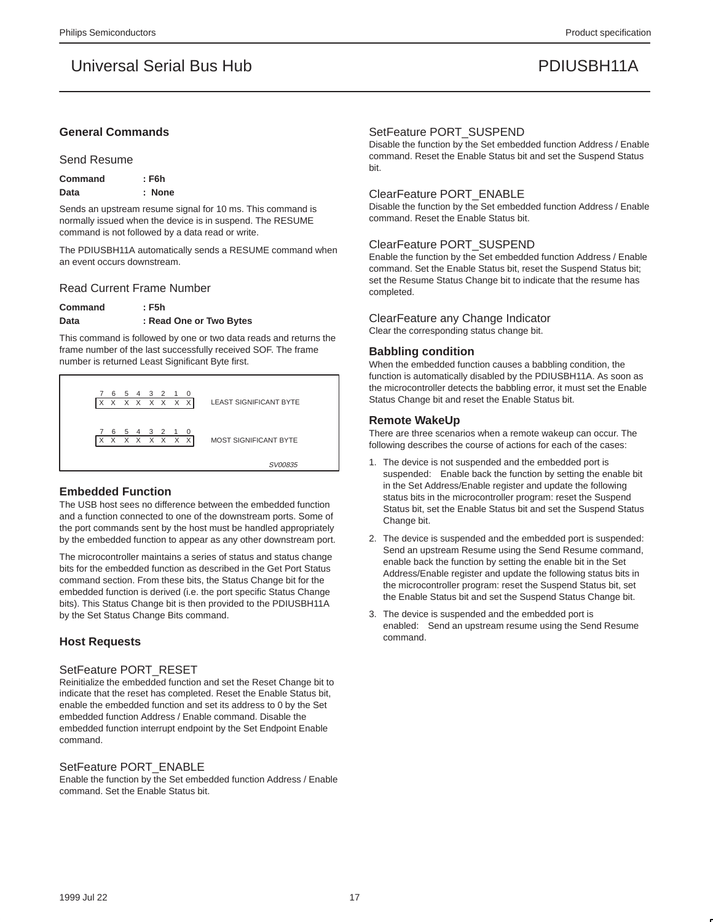## General Commands

### Send Resume

**Command** : **F6h**

**Data** : **None**

Sends an upstream resume signal for 10 ms. This command is normally issued when the device is in suspend. The RESUME command is not followed by a data read or write.

The PDIUSBH11A automatically sends a RESUME command when an event occurs downstream.

### Read Current Frame Number

**Command** : **F5h**

**Data** : **Read One or Two Bytes**

This command is followed by one or two data reads and returns the frame number of the last successfully received SOF. The frame number is returned Least Significant Byte first.

| 7 | 6 | 5 | 4 | 3 | 2 | 1 | 0 | |
|---|---|---|---|---|---|---|---|---|
| X | X | X | X | X | X | X | X | LEAST SIGNIFICANT BYTE |

| 7 | 6 | 5 | 4 | 3 | 2 | 1 | 0 | |
|---|---|---|---|---|---|---|---|---|
| X | X | X | X | X | X | X | X | MOST SIGNIFICANT BYTE |

SV00835

## Embedded Function

The USB host sees no difference between the embedded function and a function connected to one of the downstream ports. Some of the port commands sent by the host must be handled appropriately by the embedded function to appear as any other downstream port.

The microcontroller maintains a series of status and status change bits for the embedded function as described in the Get Port Status command section. From these bits, the Status Change bit for the embedded function is derived (i.e. the port specific Status Change bits). This Status Change bit is then provided to the PDIUSBH11A by the Set Status Change Bits command.

## Host Requests

### SetFeature PORT_RESET

Reinitialize the embedded function and set the Reset Change bit to indicate that the reset has completed. Reset the Enable Status bit, enable the embedded function and set its address to 0 by the Set embedded function Address / Enable command. Disable the embedded function interrupt endpoint by the Set Endpoint Enable command.

### SetFeature PORT_ENABLE

Enable the function by the Set embedded function Address / Enable command. Set the Enable Status bit.

### SetFeature PORT_SUSPEND

Disable the function by the Set embedded function Address / Enable command. Reset the Enable Status bit and set the Suspend Status bit.

### ClearFeature PORT_ENABLE

Disable the function by the Set embedded function Address / Enable command. Reset the Enable Status bit.

### ClearFeature PORT_SUSPEND

Enable the function by the Set embedded function Address / Enable command. Set the Enable Status bit, reset the Suspend Status bit; set the Resume Status Change bit to indicate that the resume has completed.

### ClearFeature any Change Indicator

Clear the corresponding status change bit.

## Babbling condition

When the embedded function causes a babbling condition, the function is automatically disabled by the PDIUSBH11A. As soon as the microcontroller detects the babbling error, it must set the Enable Status Change bit and reset the Enable Status bit.

## Remote WakeUp

There are three scenarios when a remote wakeup can occur. The following describes the course of actions for each of the cases:

1. The device is not suspended and the embedded port is suspended: Enable back the function by setting the enable bit in the Set Address/Enable register and update the following status bits in the microcontroller program: reset the Suspend Status bit, set the Enable Status bit and set the Suspend Status Change bit.
2. The device is suspended and the embedded port is suspended: Send an upstream Resume using the Send Resume command, enable back the function by setting the enable bit in the Set Address/Enable register and update the following status bits in the microcontroller program: reset the Suspend Status bit, set the Enable Status bit and set the Suspend Status Change bit.
3. The device is suspended and the embedded port is enabled: Send an upstream resume using the Send Resume command.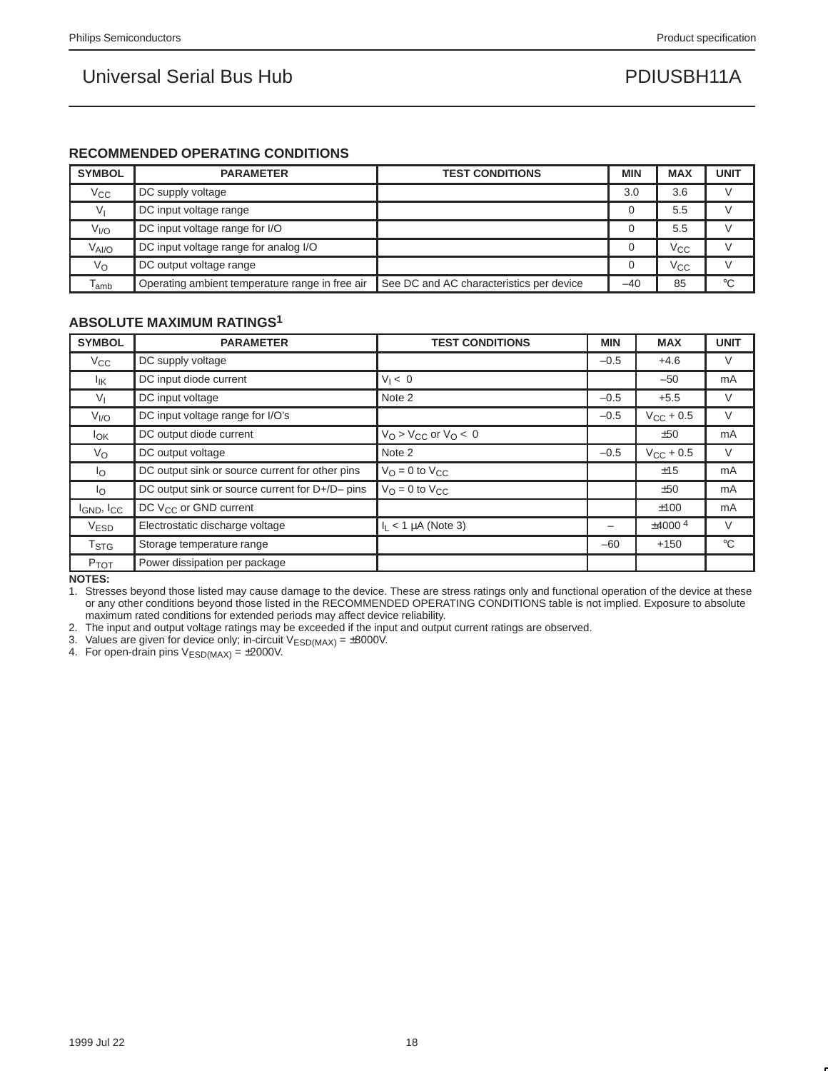## RECOMMENDED OPERATING CONDITIONS

| SYMBOL | PARAMETER | TEST CONDITIONS | MIN | MAX | UNIT |
|---|---|---|---|---|---|
| $V_{CC}$ | DC supply voltage | | 3.0 | 3.6 | V |
| $V_I$ | DC input voltage range | | 0 | 5.5 | V |
| $V_{I/O}$ | DC input voltage range for I/O | | 0 | 5.5 | V |
| $V_{AI/O}$ | DC input voltage range for analog I/O | | 0 | $V_{CC}$ | V |
| $V_O$ | DC output voltage range | | 0 | $V_{CC}$ | V |
| $T_{amb}$ | Operating ambient temperature range in free air | See DC and AC characteristics per device | –40 | 85 | °C |

## ABSOLUTE MAXIMUM RATINGS[1]

| SYMBOL | PARAMETER | TEST CONDITIONS | MIN | MAX | UNIT |
|---|---|---|---|---|---|
| $V_{CC}$ | DC supply voltage | | –0.5 | +4.6 | V |
| $I_{IK}$ | DC input diode current | $V_I < 0$ | | –50 | mA |
| $V_I$ | DC input voltage | Note 2 | –0.5 | +5.5 | V |
| $V_{I/O}$ | DC input voltage range for I/O's | | –0.5 | $V_{CC}$ + 0.5 | V |
| $I_{OK}$ | DC output diode current | $V_O > V_{CC}$ or $V_O < 0$ | | ±50 | mA |
| $V_O$ | DC output voltage | Note 2 | –0.5 | $V_{CC}$ + 0.5 | V |
| $I_O$ | DC output sink or source current for other pins | $V_O$ = 0 to $V_{CC}$ | | ±15 | mA |
| $I_O$ | DC output sink or source current for D+/D– pins | $V_O$ = 0 to $V_{CC}$ | | ±50 | mA |
| $I_{GND}$, $I_{CC}$ | DC $V_{CC}$ or GND current | | | ±100 | mA |
| $V_{ESD}$ | Electrostatic discharge voltage | $I_L$ < 1 µA (Note 3) | – | ±4000 [4] | V |
| $T_{STG}$ | Storage temperature range | | –60 | +150 | °C |
| $P_{TOT}$ | Power dissipation per package | | | | |

**NOTES:**

1. Stresses beyond those listed may cause damage to the device. These are stress ratings only and functional operation of the device at these or any other conditions beyond those listed in the RECOMMENDED OPERATING CONDITIONS table is not implied. Exposure to absolute maximum rated conditions for extended periods may affect device reliability.
2. The input and output voltage ratings may be exceeded if the input and output current ratings are observed.
3. Values are given for device only; in-circuit $V_{ESD(MAX)}$ = ±8000V.
4. For open-drain pins $V_{ESD(MAX)}$ = ±2000V.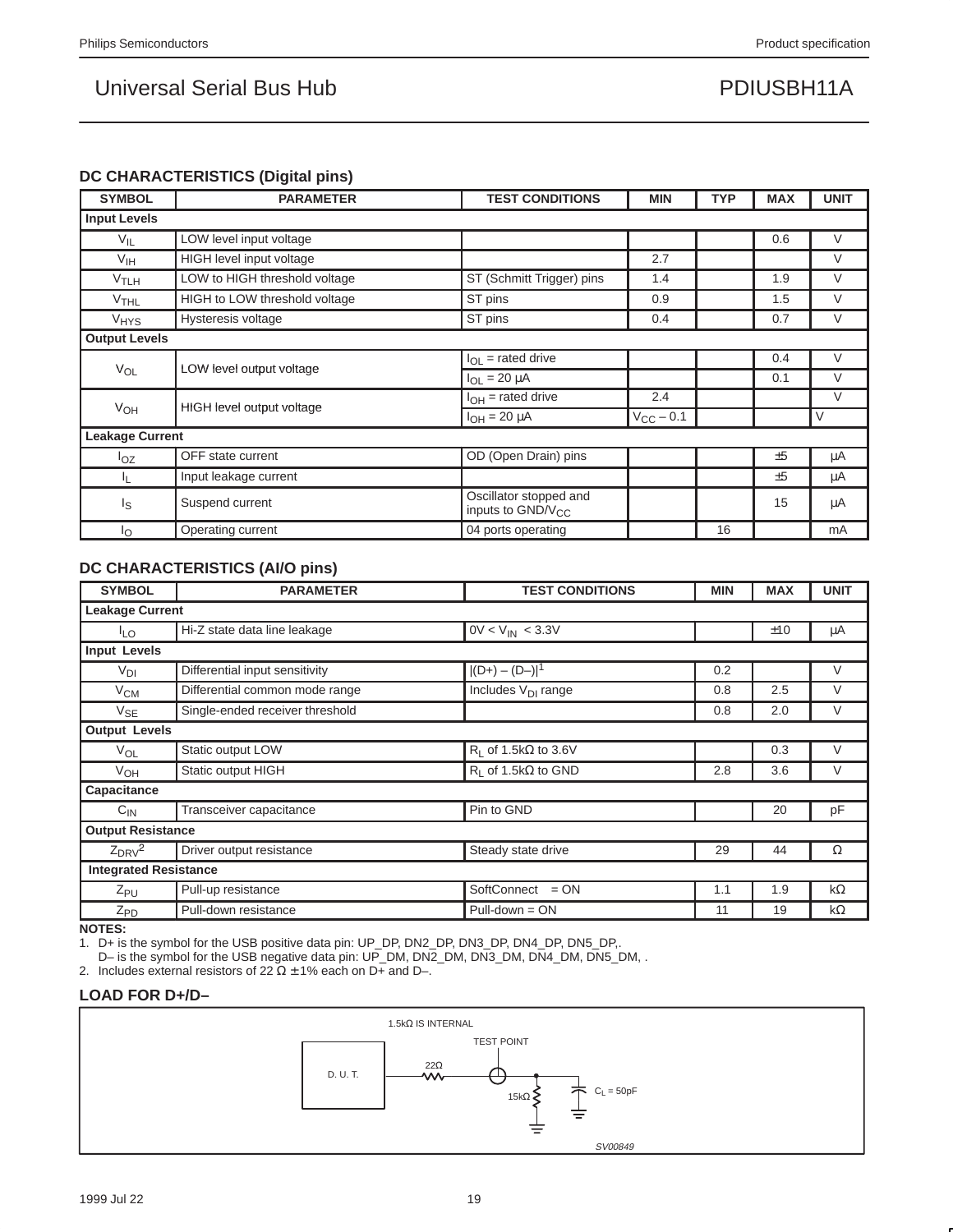## DC CHARACTERISTICS (Digital pins)

| SYMBOL | PARAMETER | TEST CONDITIONS | MIN | TYP | MAX | UNIT |
|---|---|---|---|---|---|---|
| **Input Levels** | | | | | | |
| $V_{IL}$ | LOW level input voltage | | | | 0.6 | V |
| $V_{IH}$ | HIGH level input voltage | | 2.7 | | | V |
| $V_{TLH}$ | LOW to HIGH threshold voltage | ST (Schmitt Trigger) pins | 1.4 | | 1.9 | V |
| $V_{THL}$ | HIGH to LOW threshold voltage | ST pins | 0.9 | | 1.5 | V |
| $V_{HYS}$ | Hysteresis voltage | ST pins | 0.4 | | 0.7 | V |
| **Output Levels** | | | | | | |
| $V_{OL}$ | LOW level output voltage | $I_{OL}$ = rated drive | | | 0.4 | V |
| | | $I_{OL}$ = 20 μA | | | 0.1 | V |
| $V_{OH}$ | HIGH level output voltage | $I_{OH}$ = rated drive | 2.4 | | | V |
| | | $I_{OH}$ = 20 μA | $V_{CC}$ – 0.1 | | | V |
| **Leakage Current** | | | | | | |
| $I_{OZ}$ | OFF state current | OD (Open Drain) pins | | | ±5 | μA |
| $I_L$ | Input leakage current | | | | ±5 | μA |
| $I_S$ | Suspend current | Oscillator stopped and inputs to GND/$V_{CC}$ | | | 15 | μA |
| $I_O$ | Operating current | 04 ports operating | | 16 | | mA |

## DC CHARACTERISTICS (AI/O pins)

| SYMBOL | PARAMETER | TEST CONDITIONS | MIN | MAX | UNIT |
|---|---|---|---|---|---|
| **Leakage Current** | | | | | |
| $I_{LO}$ | Hi-Z state data line leakage | 0V < $V_{IN}$ < 3.3V | | ±10 | μA |
| **Input Levels** | | | | | |
| $V_{DI}$ | Differential input sensitivity | \|(D+) – (D–)\|[1] | 0.2 | | V |
| $V_{CM}$ | Differential common mode range | Includes $V_{DI}$ range | 0.8 | 2.5 | V |
| $V_{SE}$ | Single-ended receiver threshold | | 0.8 | 2.0 | V |
| **Output Levels** | | | | | |
| $V_{OL}$ | Static output LOW | $R_L$ of 1.5kΩ to 3.6V | | 0.3 | V |
| $V_{OH}$ | Static output HIGH | $R_L$ of 1.5kΩ to GND | 2.8 | 3.6 | V |
| **Capacitance** | | | | | |
| $C_{IN}$ | Transceiver capacitance | Pin to GND | | 20 | pF |
| **Output Resistance** | | | | | |
| $Z_{DRV}$[2] | Driver output resistance | Steady state drive | 29 | 44 | Ω |
| **Integrated Resistance** | | | | | |
| $Z_{PU}$ | Pull-up resistance | SoftConnect = ON | 1.1 | 1.9 | kΩ |
| $Z_{PD}$ | Pull-down resistance | Pull-down = ON | 11 | 19 | kΩ |

**NOTES:**
1. D+ is the symbol for the USB positive data pin: UP_DP, DN2_DP, DN3_DP, DN4_DP, DN5_DP,.
   D– is the symbol for the USB negative data pin: UP_DM, DN2_DM, DN3_DM, DN4_DM, DN5_DM, .
2. Includes external resistors of 22 Ω ±1% each on D+ and D–.

## LOAD FOR D+/D–

1.5kΩ IS INTERNAL

D. U. T. — 22Ω — TEST POINT — 15kΩ to GND, $C_L$ = 50pF to GND

SV00849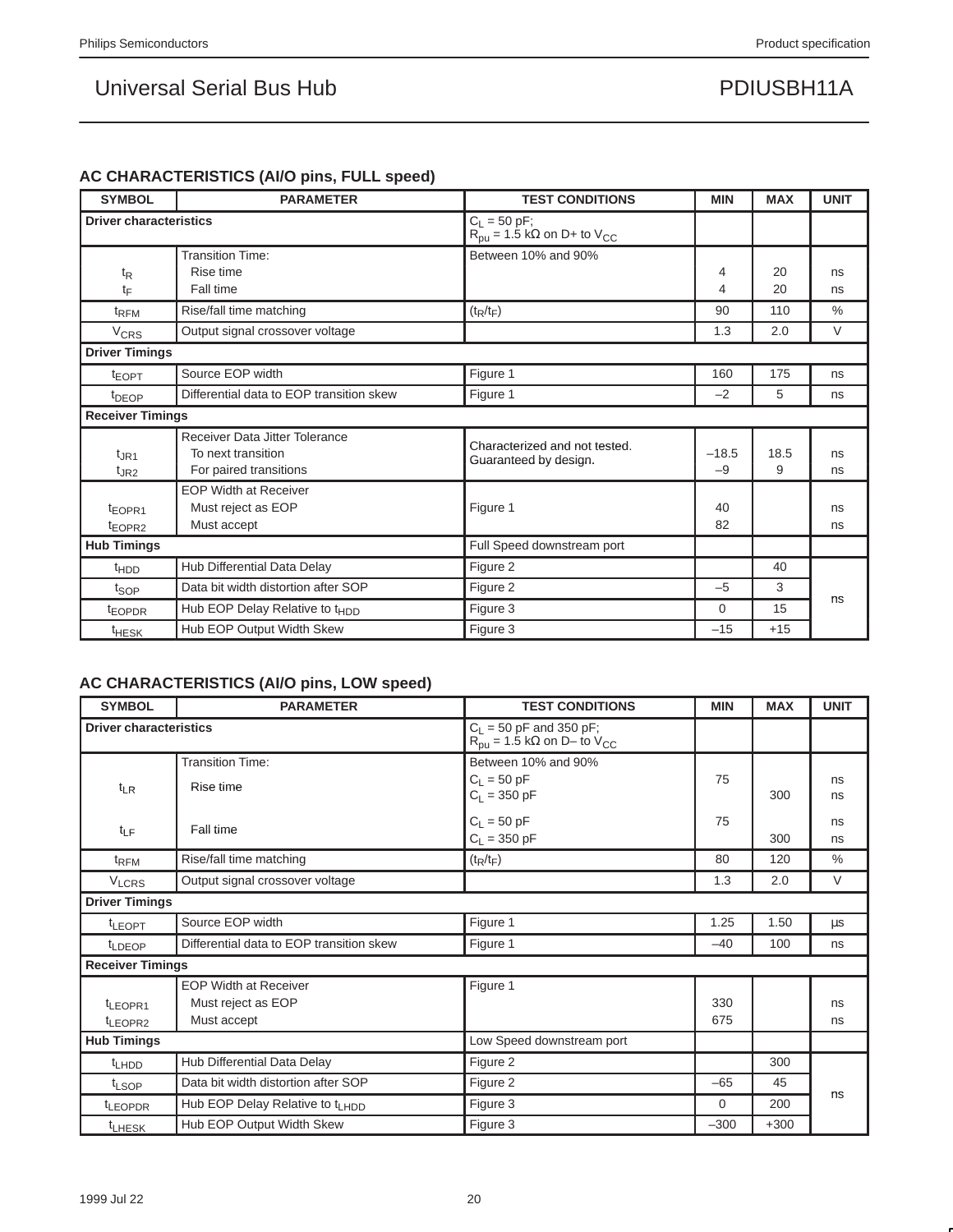## AC CHARACTERISTICS (AI/O pins, FULL speed)

| SYMBOL | PARAMETER | TEST CONDITIONS | MIN | MAX | UNIT |
|---|---|---|---|---|---|
| **Driver characteristics** | | $C_L$ = 50 pF; $R_{pu}$ = 1.5 kΩ on D+ to $V_{CC}$ | | | |
| | Transition Time: | Between 10% and 90% | | | |
| $t_R$ | Rise time | | 4 | 20 | ns |
| $t_F$ | Fall time | | 4 | 20 | ns |
| $t_{RFM}$ | Rise/fall time matching | ($t_R$/$t_F$) | 90 | 110 | % |
| $V_{CRS}$ | Output signal crossover voltage | | 1.3 | 2.0 | V |
| **Driver Timings** | | | | | |
| $t_{EOPT}$ | Source EOP width | Figure 1 | 160 | 175 | ns |
| $t_{DEOP}$ | Differential data to EOP transition skew | Figure 1 | –2 | 5 | ns |
| **Receiver Timings** | | | | | |
| | Receiver Data Jitter Tolerance | Characterized and not tested. Guaranteed by design. | | | |
| $t_{JR1}$ | To next transition | | –18.5 | 18.5 | ns |
| $t_{JR2}$ | For paired transitions | | –9 | 9 | ns |
| | EOP Width at Receiver | Figure 1 | | | |
| $t_{EOPR1}$ | Must reject as EOP | | 40 | | ns |
| $t_{EOPR2}$ | Must accept | | 82 | | ns |
| **Hub Timings** | | Full Speed downstream port | | | |
| $t_{HDD}$ | Hub Differential Data Delay | Figure 2 | | 40 | ns |
| $t_{SOP}$ | Data bit width distortion after SOP | Figure 2 | –5 | 3 | ns |
| $t_{EOPDR}$ | Hub EOP Delay Relative to $t_{HDD}$ | Figure 3 | 0 | 15 | ns |
| $t_{HESK}$ | Hub EOP Output Width Skew | Figure 3 | –15 | +15 | ns |

## AC CHARACTERISTICS (AI/O pins, LOW speed)

| SYMBOL | PARAMETER | TEST CONDITIONS | MIN | MAX | UNIT |
|---|---|---|---|---|---|
| **Driver characteristics** | | $C_L$ = 50 pF and 350 pF; $R_{pu}$ = 1.5 kΩ on D– to $V_{CC}$ | | | |
| | Transition Time: | Between 10% and 90% | | | |
| $t_{LR}$ | Rise time | $C_L$ = 50 pF | 75 | | ns |
| | | $C_L$ = 350 pF | | 300 | ns |
| $t_{LF}$ | Fall time | $C_L$ = 50 pF | 75 | | ns |
| | | $C_L$ = 350 pF | | 300 | ns |
| $t_{RFM}$ | Rise/fall time matching | ($t_R$/$t_F$) | 80 | 120 | % |
| $V_{LCRS}$ | Output signal crossover voltage | | 1.3 | 2.0 | V |
| **Driver Timings** | | | | | |
| $t_{LEOPT}$ | Source EOP width | Figure 1 | 1.25 | 1.50 | µs |
| $t_{LDEOP}$ | Differential data to EOP transition skew | Figure 1 | –40 | 100 | ns |
| **Receiver Timings** | | | | | |
| | EOP Width at Receiver | Figure 1 | | | |
| $t_{LEOPR1}$ | Must reject as EOP | | 330 | | ns |
| $t_{LEOPR2}$ | Must accept | | 675 | | ns |
| **Hub Timings** | | Low Speed downstream port | | | |
| $t_{LHDD}$ | Hub Differential Data Delay | Figure 2 | | 300 | ns |
| $t_{LSOP}$ | Data bit width distortion after SOP | Figure 2 | –65 | 45 | ns |
| $t_{LEOPDR}$ | Hub EOP Delay Relative to $t_{LHDD}$ | Figure 3 | 0 | 200 | ns |
| $t_{LHESK}$ | Hub EOP Output Width Skew | Figure 3 | –300 | +300 | ns |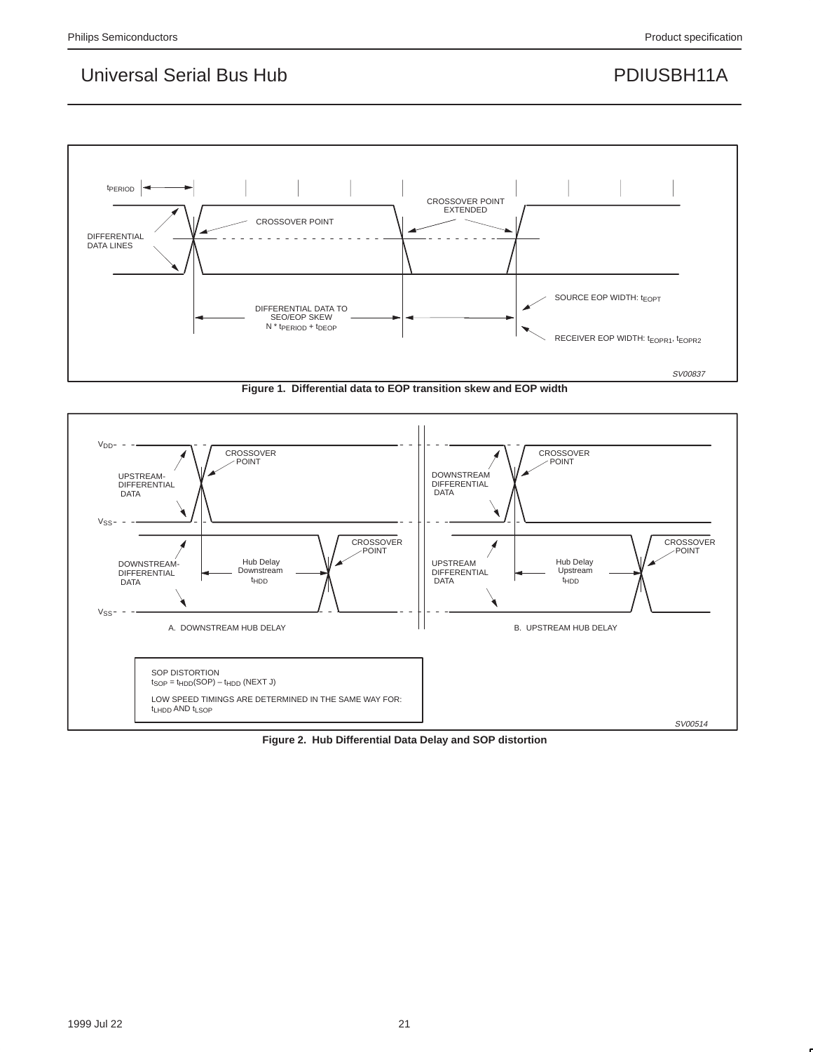Figure 1. Differential data to EOP transition skew and EOP width

Figure 2. Hub Differential Data Delay and SOP distortion

SOP DISTORTION
$t_{SOP} = t_{HDD}(SOP) – t_{HDD}$ (NEXT J)

LOW SPEED TIMINGS ARE DETERMINED IN THE SAME WAY FOR:
$t_{LHDD}$ AND $t_{LSOP}$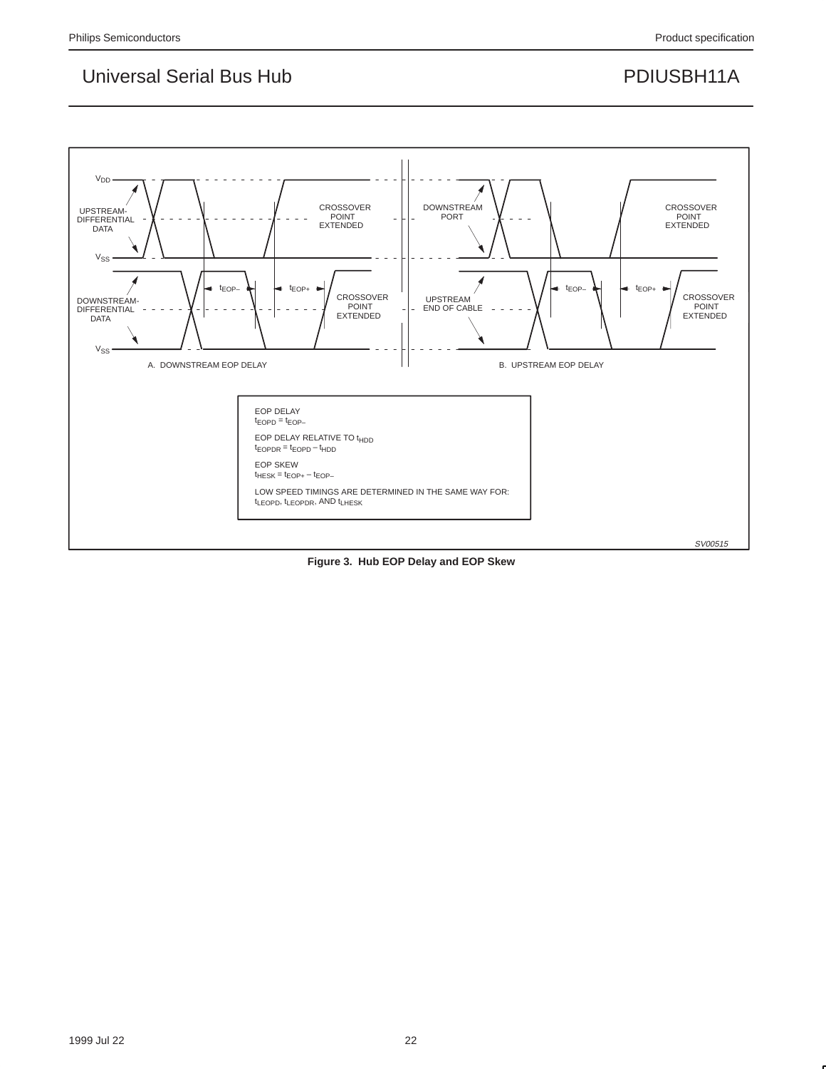VDD

UPSTREAM-DIFFERENTIAL DATA

VSS

DOWNSTREAM-DIFFERENTIAL DATA

VSS

CROSSOVER POINT EXTENDED

$t_{EOP-}$ $t_{EOP+}$

CROSSOVER POINT EXTENDED

A. DOWNSTREAM EOP DELAY

DOWNSTREAM PORT

CROSSOVER POINT EXTENDED

UPSTREAM END OF CABLE

$t_{EOP-}$ $t_{EOP+}$

CROSSOVER POINT EXTENDED

B. UPSTREAM EOP DELAY

EOP DELAY
$t_{EOPD} = t_{EOP-}$

EOP DELAY RELATIVE TO $t_{HDD}$
$t_{EOPDR} = t_{EOPD} - t_{HDD}$

EOP SKEW
$t_{HESK} = t_{EOP+} - t_{EOP-}$

LOW SPEED TIMINGS ARE DETERMINED IN THE SAME WAY FOR:
$t_{LEOPD}$, $t_{LEOPDR}$, AND $t_{LHESK}$

SV00515

**Figure 3. Hub EOP Delay and EOP Skew**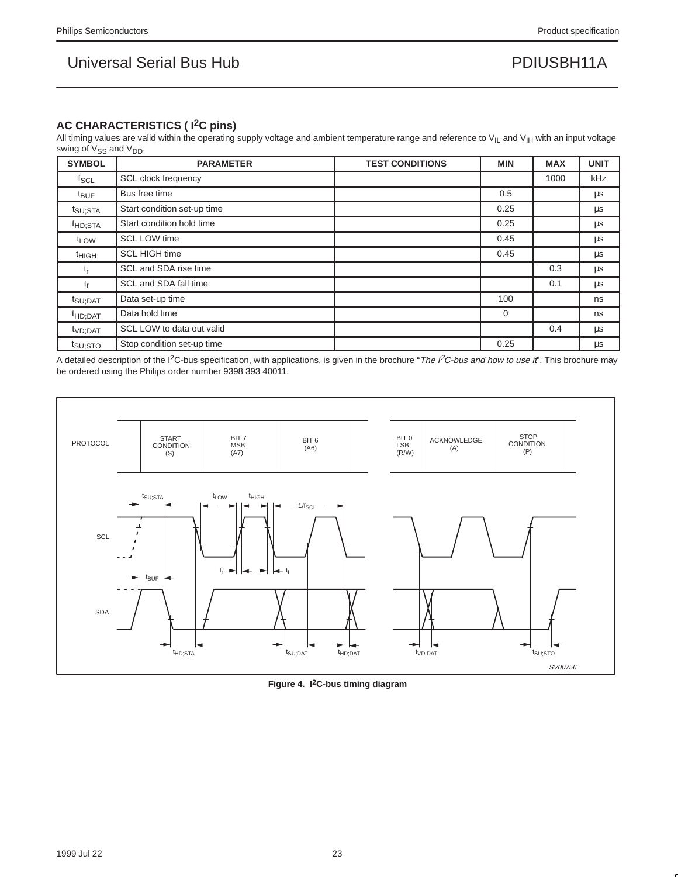## AC CHARACTERISTICS ( I²C pins)

All timing values are valid within the operating supply voltage and ambient temperature range and reference to $V_{IL}$ and $V_{IH}$ with an input voltage swing of $V_{SS}$ and $V_{DD}$.

| SYMBOL | PARAMETER | TEST CONDITIONS | MIN | MAX | UNIT |
|---|---|---|---|---|---|
| $f_{SCL}$ | SCL clock frequency | | | 1000 | kHz |
| $t_{BUF}$ | Bus free time | | 0.5 | | µs |
| $t_{SU;STA}$ | Start condition set-up time | | 0.25 | | µs |
| $t_{HD;STA}$ | Start condition hold time | | 0.25 | | µs |
| $t_{LOW}$ | SCL LOW time | | 0.45 | | µs |
| $t_{HIGH}$ | SCL HIGH time | | 0.45 | | µs |
| $t_r$ | SCL and SDA rise time | | | 0.3 | µs |
| $t_f$ | SCL and SDA fall time | | | 0.1 | µs |
| $t_{SU;DAT}$ | Data set-up time | | 100 | | ns |
| $t_{HD;DAT}$ | Data hold time | | 0 | | ns |
| $t_{VD;DAT}$ | SCL LOW to data out valid | | | 0.4 | µs |
| $t_{SU;STO}$ | Stop condition set-up time | | 0.25 | | µs |

A detailed description of the I²C-bus specification, with applications, is given in the brochure "*The I²C-bus and how to use it*". This brochure may be ordered using the Philips order number 9398 393 40011.

**Figure 4. I²C-bus timing diagram**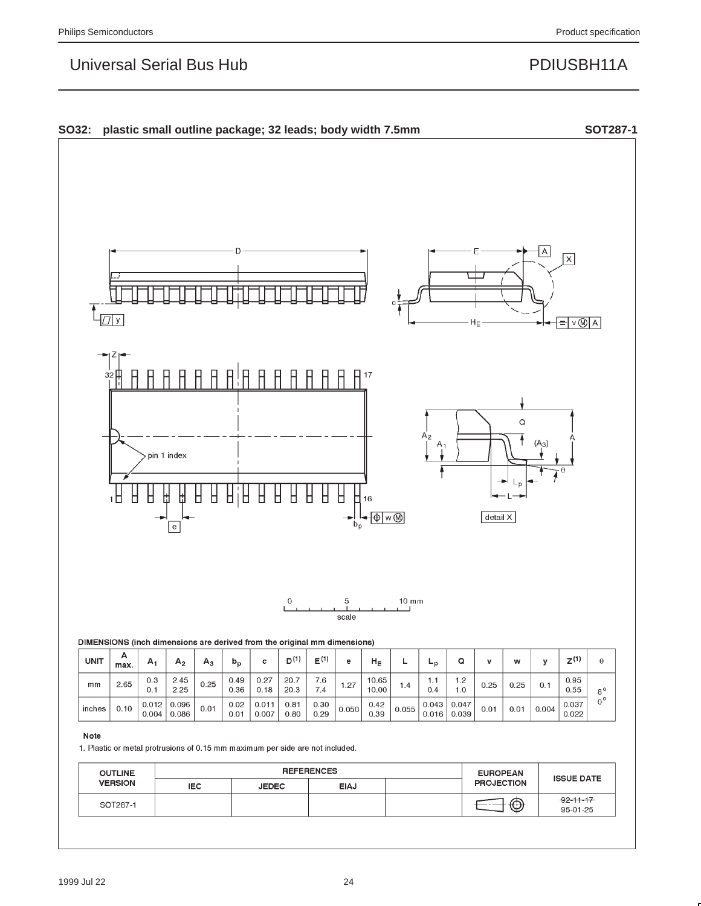## SO32: plastic small outline package; 32 leads; body width 7.5mm — SOT287-1

DIMENSIONS (inch dimensions are derived from the original mm dimensions)

| UNIT | A max. | $A_1$ | $A_2$ | $A_3$ | $b_p$ | c | D[1] | E[1] | e | $H_E$ | L | $L_p$ | Q | v | w | y | Z[1] | θ |
|---|---|---|---|---|---|---|---|---|---|---|---|---|---|---|---|---|---|---|
| mm | 2.65 | 0.3<br>0.1 | 2.45<br>2.25 | 0.25 | 0.49<br>0.36 | 0.27<br>0.18 | 20.7<br>20.3 | 7.6<br>7.4 | 1.27 | 10.65<br>10.00 | 1.4 | 1.1<br>0.4 | 1.2<br>1.0 | 0.25 | 0.25 | 0.1 | 0.95<br>0.55 | 8°<br>0° |
| inches | 0.10 | 0.012<br>0.004 | 0.096<br>0.086 | 0.01 | 0.02<br>0.01 | 0.011<br>0.007 | 0.81<br>0.80 | 0.30<br>0.29 | 0.050 | 0.42<br>0.39 | 0.055 | 0.043<br>0.016 | 0.047<br>0.039 | 0.01 | 0.01 | 0.004 | 0.037<br>0.022 | |

**Note**

1. Plastic or metal protrusions of 0.15 mm maximum per side are not included.

| OUTLINE VERSION | REFERENCES | | | | EUROPEAN PROJECTION | ISSUE DATE |
|---|---|---|---|---|---|---|
| | IEC | JEDEC | EIAJ | | | |
| SOT287-1 | | | | | | ~~92-11-17~~<br>95-01-25 |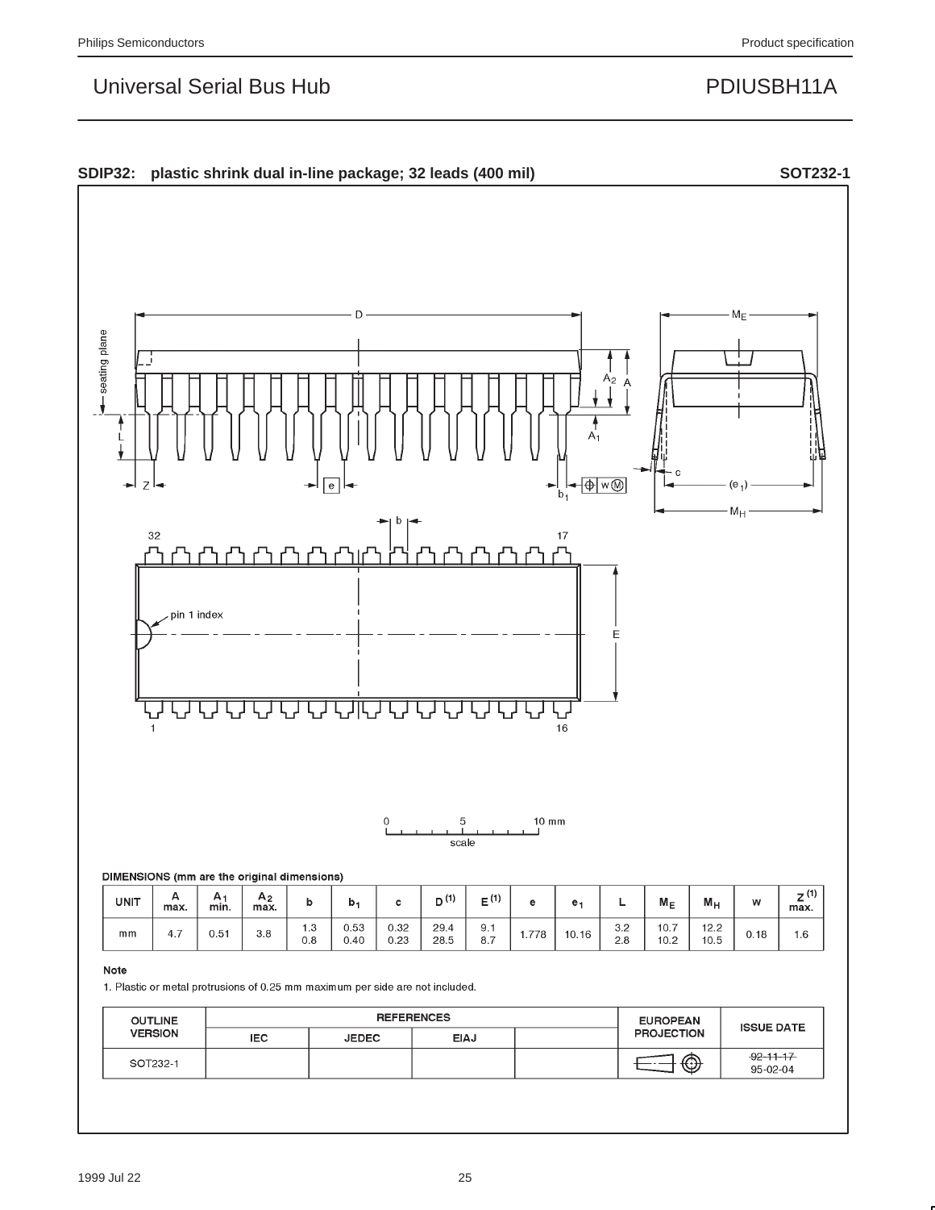## SDIP32: plastic shrink dual in-line package; 32 leads (400 mil) — SOT232-1

DIMENSIONS (mm are the original dimensions)

| UNIT | A max. | $A_1$ min. | $A_2$ max. | b | $b_1$ | c | D [(1)] | E [(1)] | e | $e_1$ | L | $M_E$ | $M_H$ | w | Z [(1)] max. |
|---|---|---|---|---|---|---|---|---|---|---|---|---|---|---|---|
| mm | 4.7 | 0.51 | 3.8 | 1.3<br>0.8 | 0.53<br>0.40 | 0.32<br>0.23 | 29.4<br>28.5 | 9.1<br>8.7 | 1.778 | 10.16 | 3.2<br>2.8 | 10.7<br>10.2 | 12.2<br>10.5 | 0.18 | 1.6 |

**Note**

1. Plastic or metal protrusions of 0.25 mm maximum per side are not included.

| OUTLINE VERSION | REFERENCES | | | | EUROPEAN PROJECTION | ISSUE DATE |
|---|---|---|---|---|---|---|
| | IEC | JEDEC | EIAJ | | | |
| SOT232-1 | | | | | | ~~92-11-17~~<br>95-02-04 |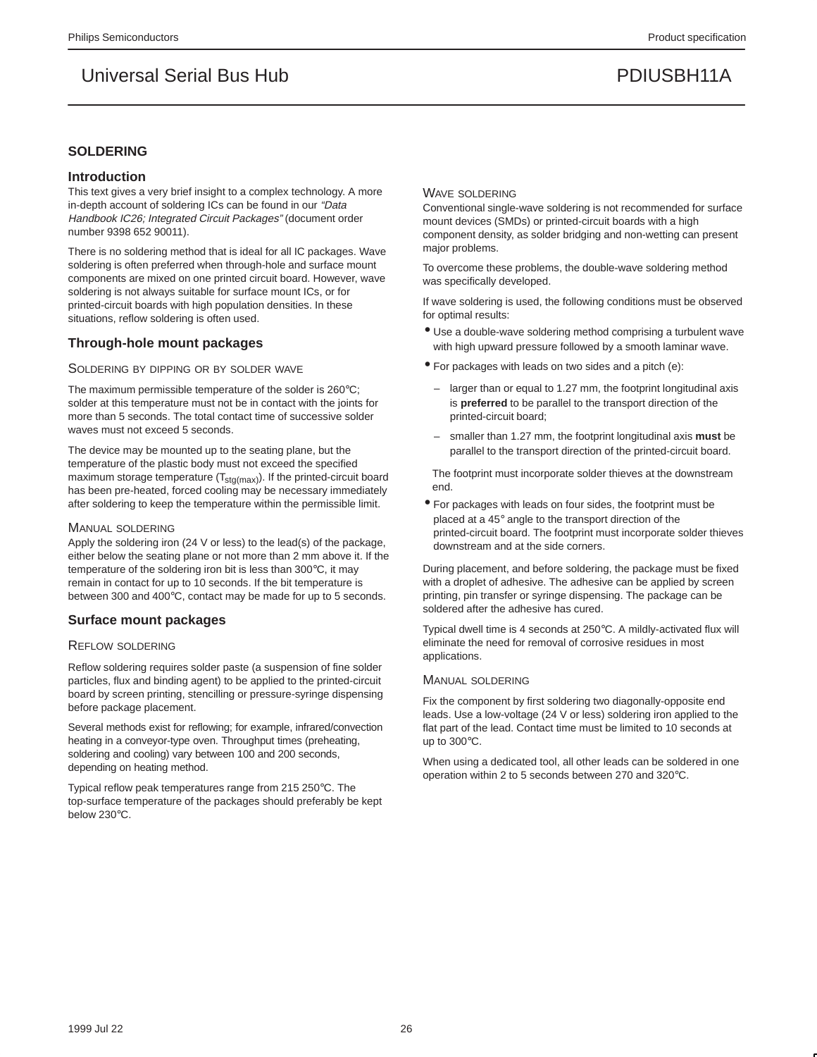## SOLDERING

### Introduction

This text gives a very brief insight to a complex technology. A more in-depth account of soldering ICs can be found in our *"Data Handbook IC26; Integrated Circuit Packages"* (document order number 9398 652 90011).

There is no soldering method that is ideal for all IC packages. Wave soldering is often preferred when through-hole and surface mount components are mixed on one printed circuit board. However, wave soldering is not always suitable for surface mount ICs, or for printed-circuit boards with high population densities. In these situations, reflow soldering is often used.

### Through-hole mount packages

#### SOLDERING BY DIPPING OR BY SOLDER WAVE

The maximum permissible temperature of the solder is 260°C; solder at this temperature must not be in contact with the joints for more than 5 seconds. The total contact time of successive solder waves must not exceed 5 seconds.

The device may be mounted up to the seating plane, but the temperature of the plastic body must not exceed the specified maximum storage temperature ($T_{stg(max)}$). If the printed-circuit board has been pre-heated, forced cooling may be necessary immediately after soldering to keep the temperature within the permissible limit.

#### MANUAL SOLDERING

Apply the soldering iron (24 V or less) to the lead(s) of the package, either below the seating plane or not more than 2 mm above it. If the temperature of the soldering iron bit is less than 300°C, it may remain in contact for up to 10 seconds. If the bit temperature is between 300 and 400°C, contact may be made for up to 5 seconds.

### Surface mount packages

#### REFLOW SOLDERING

Reflow soldering requires solder paste (a suspension of fine solder particles, flux and binding agent) to be applied to the printed-circuit board by screen printing, stencilling or pressure-syringe dispensing before package placement.

Several methods exist for reflowing; for example, infrared/convection heating in a conveyor-type oven. Throughput times (preheating, soldering and cooling) vary between 100 and 200 seconds, depending on heating method.

Typical reflow peak temperatures range from 215 250°C. The top-surface temperature of the packages should preferably be kept below 230°C.

#### WAVE SOLDERING

Conventional single-wave soldering is not recommended for surface mount devices (SMDs) or printed-circuit boards with a high component density, as solder bridging and non-wetting can present major problems.

To overcome these problems, the double-wave soldering method was specifically developed.

If wave soldering is used, the following conditions must be observed for optimal results:

- Use a double-wave soldering method comprising a turbulent wave with high upward pressure followed by a smooth laminar wave.
- For packages with leads on two sides and a pitch (e):
  - larger than or equal to 1.27 mm, the footprint longitudinal axis is **preferred** to be parallel to the transport direction of the printed-circuit board;
  - smaller than 1.27 mm, the footprint longitudinal axis **must** be parallel to the transport direction of the printed-circuit board.

  The footprint must incorporate solder thieves at the downstream end.
- For packages with leads on four sides, the footprint must be placed at a 45° angle to the transport direction of the printed-circuit board. The footprint must incorporate solder thieves downstream and at the side corners.

During placement, and before soldering, the package must be fixed with a droplet of adhesive. The adhesive can be applied by screen printing, pin transfer or syringe dispensing. The package can be soldered after the adhesive has cured.

Typical dwell time is 4 seconds at 250°C. A mildly-activated flux will eliminate the need for removal of corrosive residues in most applications.

#### MANUAL SOLDERING

Fix the component by first soldering two diagonally-opposite end leads. Use a low-voltage (24 V or less) soldering iron applied to the flat part of the lead. Contact time must be limited to 10 seconds at up to 300°C.

When using a dedicated tool, all other leads can be soldered in one operation within 2 to 5 seconds between 270 and 320°C.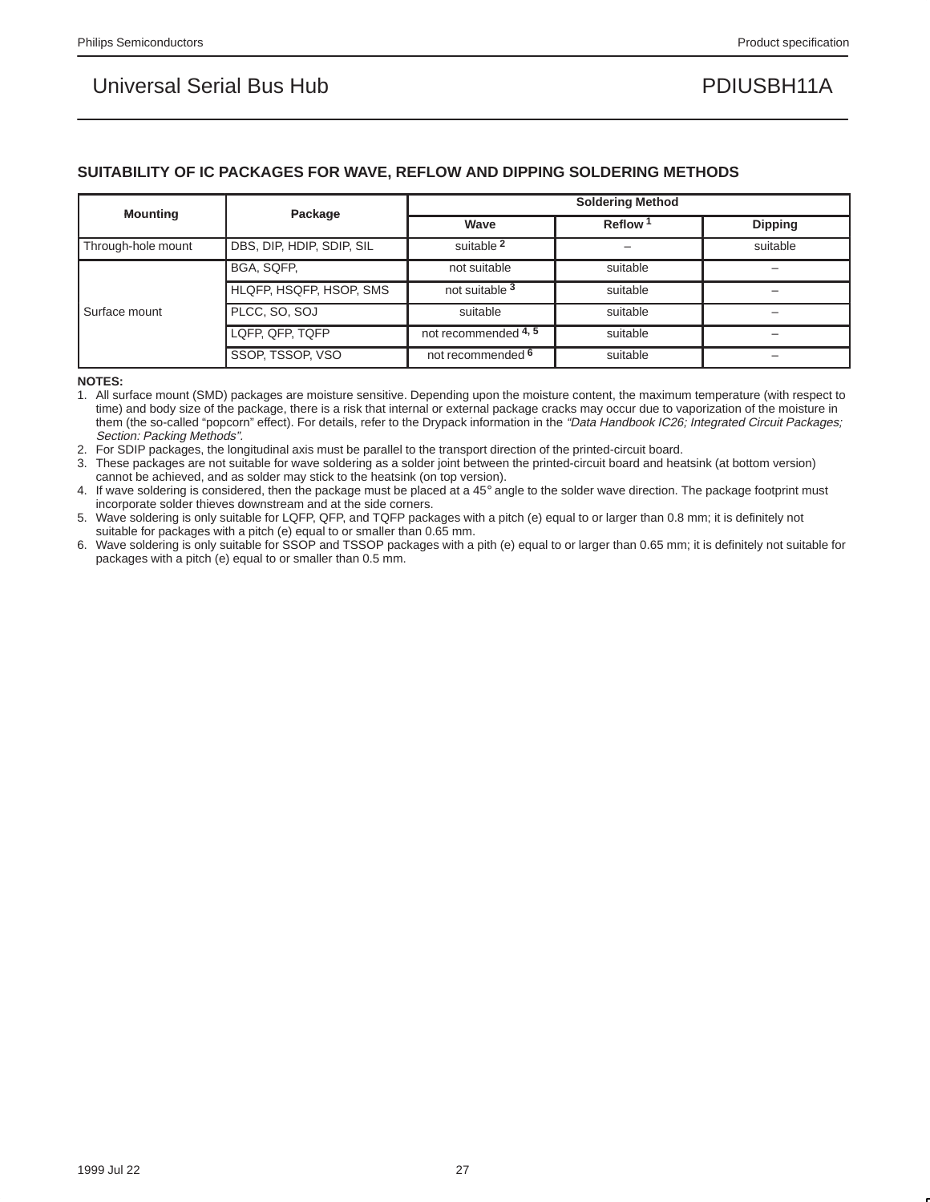## SUITABILITY OF IC PACKAGES FOR WAVE, REFLOW AND DIPPING SOLDERING METHODS

| Mounting | Package | Soldering Method | | |
|---|---|---|---|---|
| | | **Wave** | **Reflow** [1] | **Dipping** |
| Through-hole mount | DBS, DIP, HDIP, SDIP, SIL | suitable [2] | – | suitable |
| Surface mount | BGA, SQFP, | not suitable | suitable | – |
| | HLQFP, HSQFP, HSOP, SMS | not suitable [3] | suitable | – |
| | PLCC, SO, SOJ | suitable | suitable | – |
| | LQFP, QFP, TQFP | not recommended [4, 5] | suitable | – |
| | SSOP, TSSOP, VSO | not recommended [6] | suitable | – |

**NOTES:**

1. All surface mount (SMD) packages are moisture sensitive. Depending upon the moisture content, the maximum temperature (with respect to time) and body size of the package, there is a risk that internal or external package cracks may occur due to vaporization of the moisture in them (the so-called "popcorn" effect). For details, refer to the Drypack information in the *"Data Handbook IC26; Integrated Circuit Packages; Section: Packing Methods"*.
2. For SDIP packages, the longitudinal axis must be parallel to the transport direction of the printed-circuit board.
3. These packages are not suitable for wave soldering as a solder joint between the printed-circuit board and heatsink (at bottom version) cannot be achieved, and as solder may stick to the heatsink (on top version).
4. If wave soldering is considered, then the package must be placed at a 45° angle to the solder wave direction. The package footprint must incorporate solder thieves downstream and at the side corners.
5. Wave soldering is only suitable for LQFP, QFP, and TQFP packages with a pitch (e) equal to or larger than 0.8 mm; it is definitely not suitable for packages with a pitch (e) equal to or smaller than 0.65 mm.
6. Wave soldering is only suitable for SSOP and TSSOP packages with a pith (e) equal to or larger than 0.65 mm; it is definitely not suitable for packages with a pitch (e) equal to or smaller than 0.5 mm.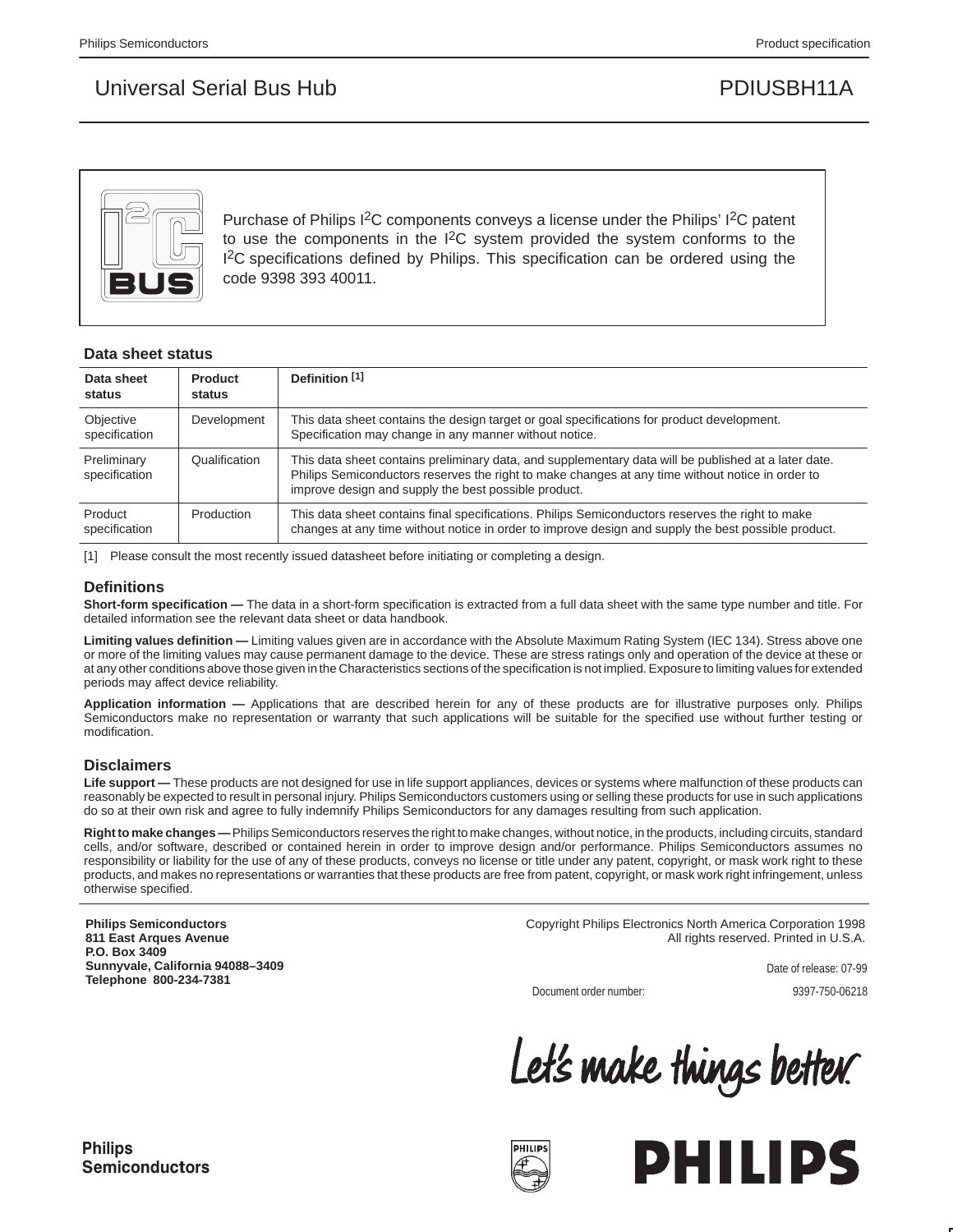Purchase of Philips I²C components conveys a license under the Philips' I²C patent to use the components in the I²C system provided the system conforms to the I²C specifications defined by Philips. This specification can be ordered using the code 9398 393 40011.

## Data sheet status

| Data sheet status | Product status | Definition [1] |
|---|---|---|
| Objective specification | Development | This data sheet contains the design target or goal specifications for product development. Specification may change in any manner without notice. |
| Preliminary specification | Qualification | This data sheet contains preliminary data, and supplementary data will be published at a later date. Philips Semiconductors reserves the right to make changes at any time without notice in order to improve design and supply the best possible product. |
| Product specification | Production | This data sheet contains final specifications. Philips Semiconductors reserves the right to make changes at any time without notice in order to improve design and supply the best possible product. |

[1] Please consult the most recently issued datasheet before initiating or completing a design.

## Definitions

**Short-form specification —** The data in a short-form specification is extracted from a full data sheet with the same type number and title. For detailed information see the relevant data sheet or data handbook.

**Limiting values definition —** Limiting values given are in accordance with the Absolute Maximum Rating System (IEC 134). Stress above one or more of the limiting values may cause permanent damage to the device. These are stress ratings only and operation of the device at these or at any other conditions above those given in the Characteristics sections of the specification is not implied. Exposure to limiting values for extended periods may affect device reliability.

**Application information —** Applications that are described herein for any of these products are for illustrative purposes only. Philips Semiconductors make no representation or warranty that such applications will be suitable for the specified use without further testing or modification.

## Disclaimers

**Life support —** These products are not designed for use in life support appliances, devices or systems where malfunction of these products can reasonably be expected to result in personal injury. Philips Semiconductors customers using or selling these products for use in such applications do so at their own risk and agree to fully indemnify Philips Semiconductors for any damages resulting from such application.

**Right to make changes —** Philips Semiconductors reserves the right to make changes, without notice, in the products, including circuits, standard cells, and/or software, described or contained herein in order to improve design and/or performance. Philips Semiconductors assumes no responsibility or liability for the use of any of these products, conveys no license or title under any patent, copyright, or mask work right to these products, and makes no representations or warranties that these products are free from patent, copyright, or mask work right infringement, unless otherwise specified.

**Philips Semiconductors**
**811 East Arques Avenue**
**P.O. Box 3409**
**Sunnyvale, California 94088–3409**
**Telephone 800-234-7381**

Copyright Philips Electronics North America Corporation 1998
All rights reserved. Printed in U.S.A.

Date of release: 07-99

Document order number: 9397-750-06218

Let's make things better.

Philips Semiconductors

PHILIPS